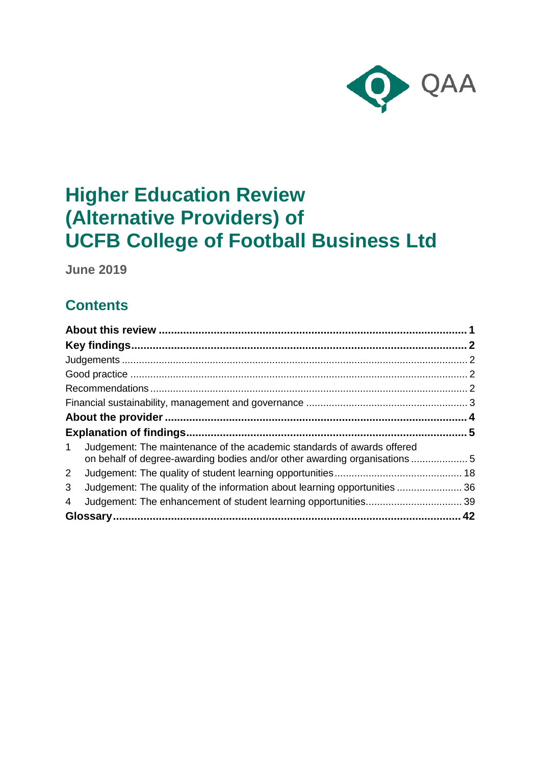QAA

# Higher Education Review (Alternative Providers) of UCFB College of Football Business Ltd

**June 2019**

## Contents

**About this review** ..... **1**
**Key findings** ..... **2**
Judgements ..... 2
Good practice ..... 2
Recommendations ..... 2
Financial sustainability, management and governance ..... 3
**About the provider** ..... **4**
**Explanation of findings** ..... **5**
1 Judgement: The maintenance of the academic standards of awards offered on behalf of degree-awarding bodies and/or other awarding organisations ..... 5
2 Judgement: The quality of student learning opportunities ..... 18
3 Judgement: The quality of the information about learning opportunities ..... 36
4 Judgement: The enhancement of student learning opportunities ..... 39
**Glossary** ..... **42**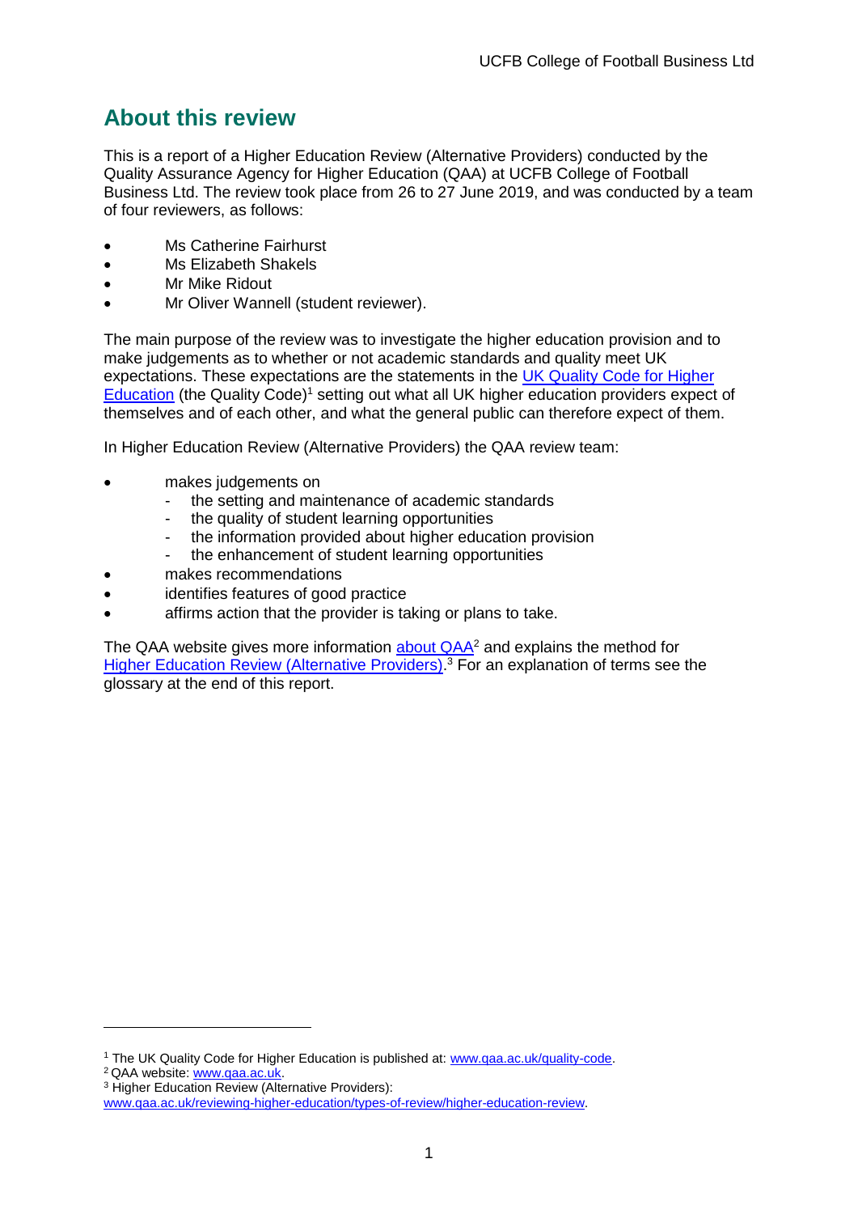## About this review

This is a report of a Higher Education Review (Alternative Providers) conducted by the Quality Assurance Agency for Higher Education (QAA) at UCFB College of Football Business Ltd. The review took place from 26 to 27 June 2019, and was conducted by a team of four reviewers, as follows:

- Ms Catherine Fairhurst
- Ms Elizabeth Shakels
- Mr Mike Ridout
- Mr Oliver Wannell (student reviewer).

The main purpose of the review was to investigate the higher education provision and to make judgements as to whether or not academic standards and quality meet UK expectations. These expectations are the statements in the UK Quality Code for Higher Education (the Quality Code)[1] setting out what all UK higher education providers expect of themselves and of each other, and what the general public can therefore expect of them.

In Higher Education Review (Alternative Providers) the QAA review team:

- makes judgements on
  - the setting and maintenance of academic standards
  - the quality of student learning opportunities
  - the information provided about higher education provision
  - the enhancement of student learning opportunities
- makes recommendations
- identifies features of good practice
- affirms action that the provider is taking or plans to take.

The QAA website gives more information about QAA[2] and explains the method for Higher Education Review (Alternative Providers).[3] For an explanation of terms see the glossary at the end of this report.

---

[1] The UK Quality Code for Higher Education is published at: www.qaa.ac.uk/quality-code.

[2] QAA website: www.qaa.ac.uk.

[3] Higher Education Review (Alternative Providers): www.qaa.ac.uk/reviewing-higher-education/types-of-review/higher-education-review.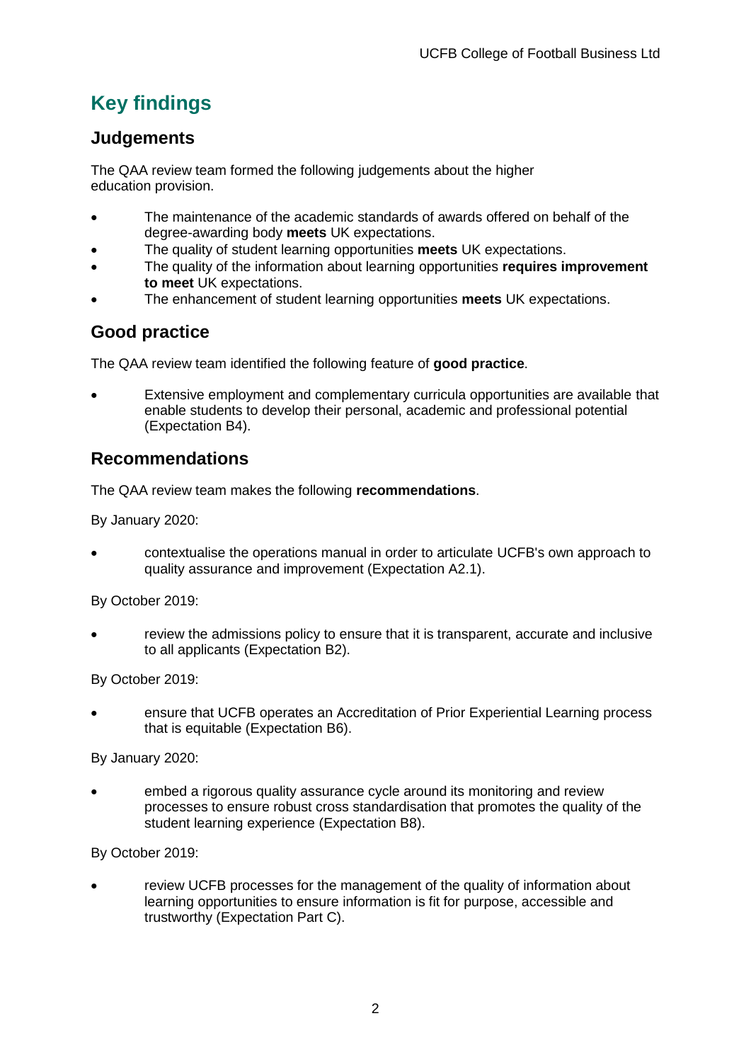# Key findings

## Judgements

The QAA review team formed the following judgements about the higher education provision.

- The maintenance of the academic standards of awards offered on behalf of the degree-awarding body **meets** UK expectations.
- The quality of student learning opportunities **meets** UK expectations.
- The quality of the information about learning opportunities **requires improvement to meet** UK expectations.
- The enhancement of student learning opportunities **meets** UK expectations.

## Good practice

The QAA review team identified the following feature of **good practice**.

- Extensive employment and complementary curricula opportunities are available that enable students to develop their personal, academic and professional potential (Expectation B4).

## Recommendations

The QAA review team makes the following **recommendations**.

By January 2020:

- contextualise the operations manual in order to articulate UCFB's own approach to quality assurance and improvement (Expectation A2.1).

By October 2019:

- review the admissions policy to ensure that it is transparent, accurate and inclusive to all applicants (Expectation B2).

By October 2019:

- ensure that UCFB operates an Accreditation of Prior Experiential Learning process that is equitable (Expectation B6).

By January 2020:

- embed a rigorous quality assurance cycle around its monitoring and review processes to ensure robust cross standardisation that promotes the quality of the student learning experience (Expectation B8).

By October 2019:

- review UCFB processes for the management of the quality of information about learning opportunities to ensure information is fit for purpose, accessible and trustworthy (Expectation Part C).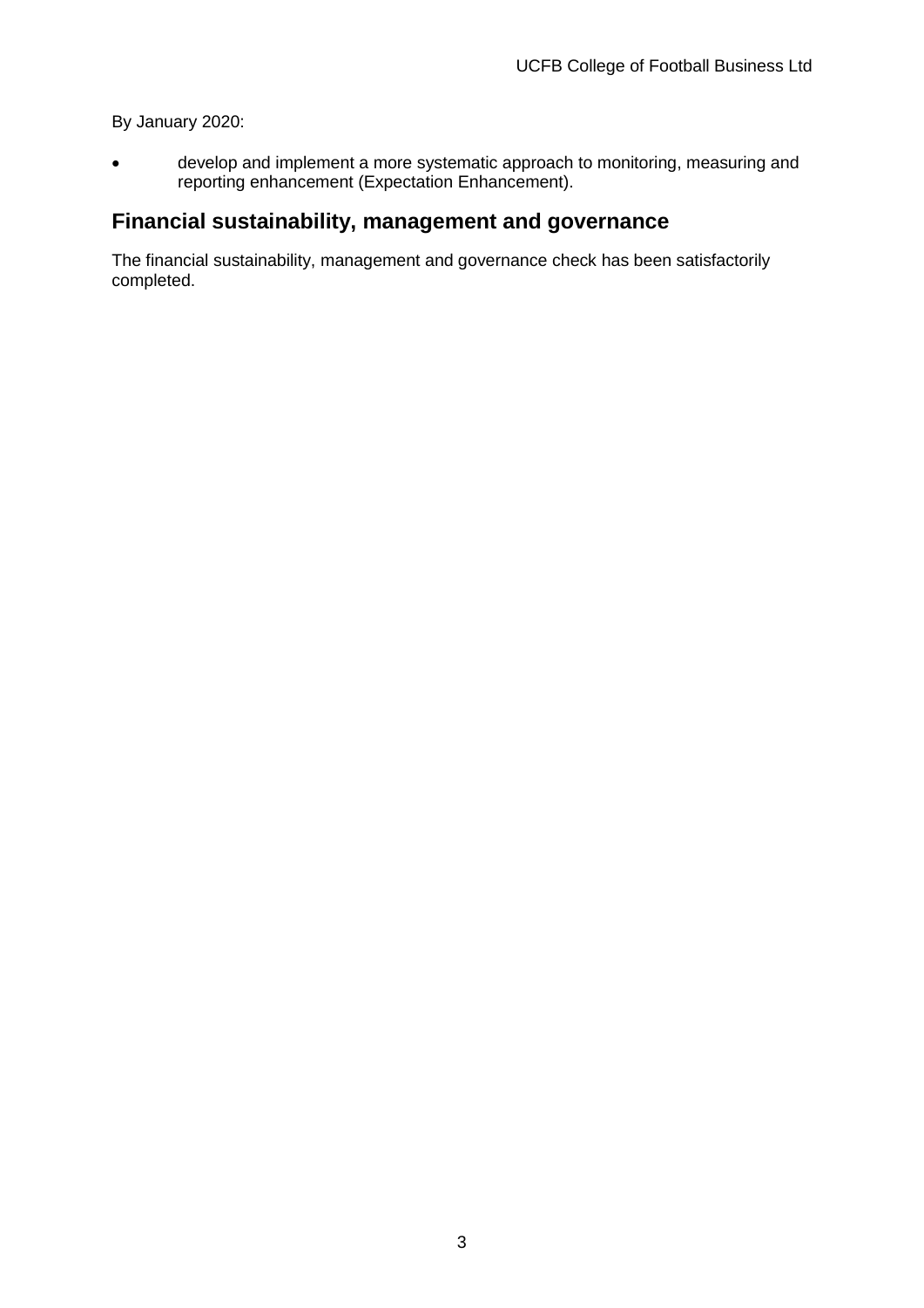By January 2020:

- develop and implement a more systematic approach to monitoring, measuring and reporting enhancement (Expectation Enhancement).

## Financial sustainability, management and governance

The financial sustainability, management and governance check has been satisfactorily completed.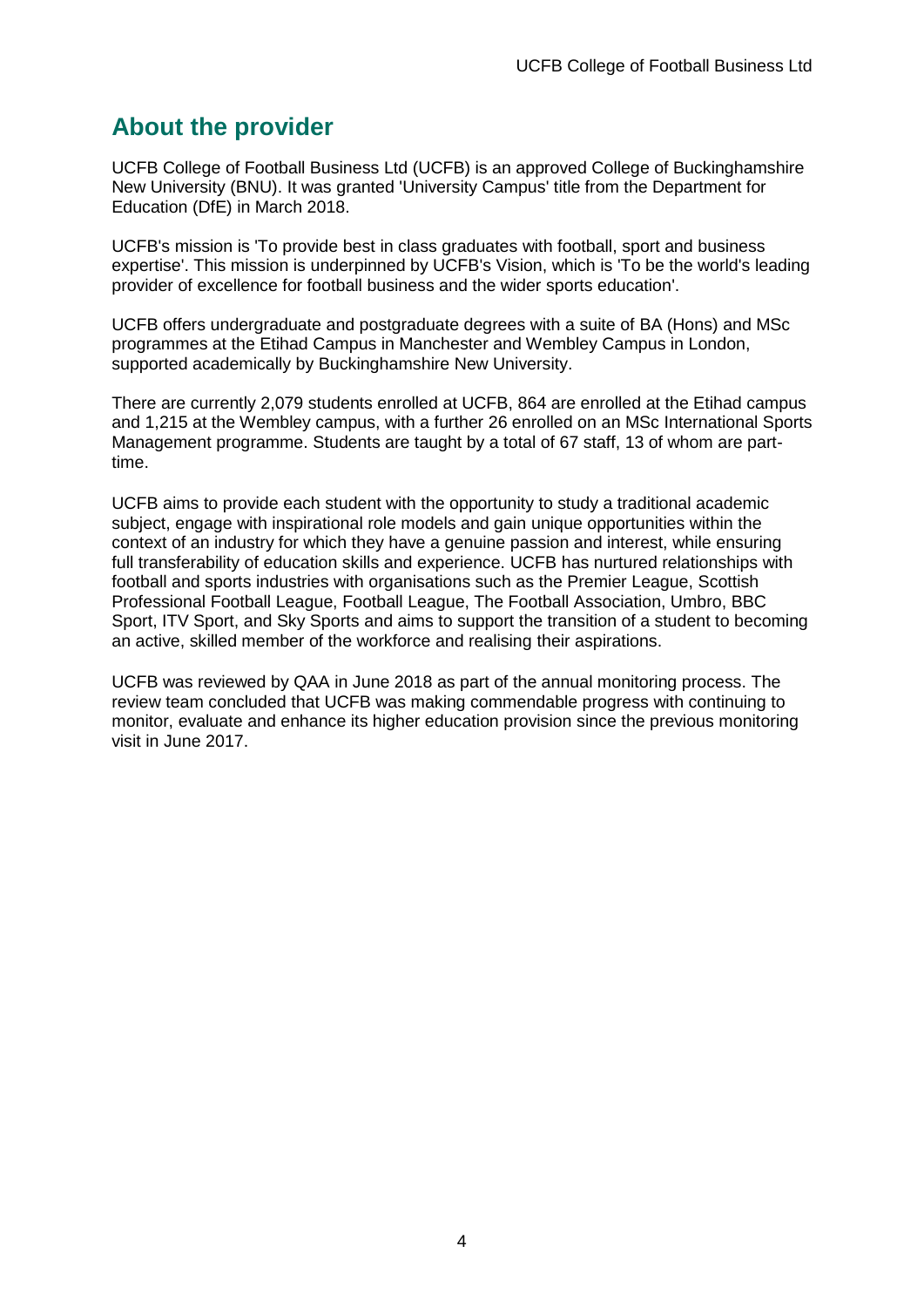## About the provider

UCFB College of Football Business Ltd (UCFB) is an approved College of Buckinghamshire New University (BNU). It was granted 'University Campus' title from the Department for Education (DfE) in March 2018.

UCFB's mission is 'To provide best in class graduates with football, sport and business expertise'. This mission is underpinned by UCFB's Vision, which is 'To be the world's leading provider of excellence for football business and the wider sports education'.

UCFB offers undergraduate and postgraduate degrees with a suite of BA (Hons) and MSc programmes at the Etihad Campus in Manchester and Wembley Campus in London, supported academically by Buckinghamshire New University.

There are currently 2,079 students enrolled at UCFB, 864 are enrolled at the Etihad campus and 1,215 at the Wembley campus, with a further 26 enrolled on an MSc International Sports Management programme. Students are taught by a total of 67 staff, 13 of whom are part-time.

UCFB aims to provide each student with the opportunity to study a traditional academic subject, engage with inspirational role models and gain unique opportunities within the context of an industry for which they have a genuine passion and interest, while ensuring full transferability of education skills and experience. UCFB has nurtured relationships with football and sports industries with organisations such as the Premier League, Scottish Professional Football League, Football League, The Football Association, Umbro, BBC Sport, ITV Sport, and Sky Sports and aims to support the transition of a student to becoming an active, skilled member of the workforce and realising their aspirations.

UCFB was reviewed by QAA in June 2018 as part of the annual monitoring process. The review team concluded that UCFB was making commendable progress with continuing to monitor, evaluate and enhance its higher education provision since the previous monitoring visit in June 2017.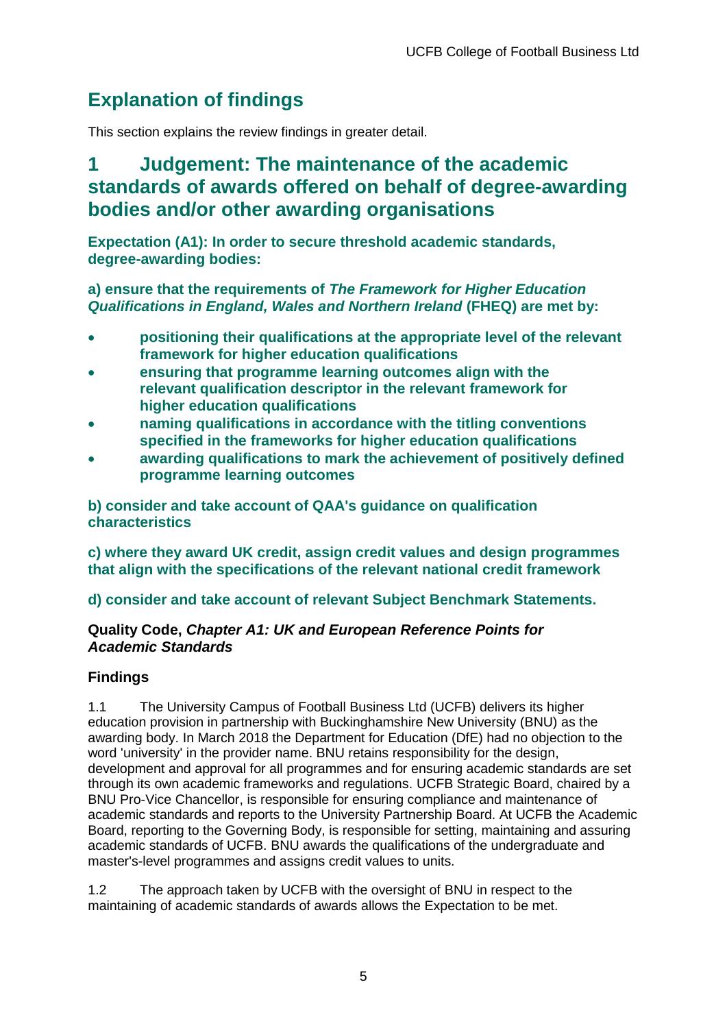## Explanation of findings

This section explains the review findings in greater detail.

## 1 Judgement: The maintenance of the academic standards of awards offered on behalf of degree-awarding bodies and/or other awarding organisations

**Expectation (A1): In order to secure threshold academic standards, degree-awarding bodies:**

**a) ensure that the requirements of *The Framework for Higher Education Qualifications in England, Wales and Northern Ireland* (FHEQ) are met by:**

- **positioning their qualifications at the appropriate level of the relevant framework for higher education qualifications**
- **ensuring that programme learning outcomes align with the relevant qualification descriptor in the relevant framework for higher education qualifications**
- **naming qualifications in accordance with the titling conventions specified in the frameworks for higher education qualifications**
- **awarding qualifications to mark the achievement of positively defined programme learning outcomes**

**b) consider and take account of QAA's guidance on qualification characteristics**

**c) where they award UK credit, assign credit values and design programmes that align with the specifications of the relevant national credit framework**

**d) consider and take account of relevant Subject Benchmark Statements.**

**Quality Code, *Chapter A1: UK and European Reference Points for Academic Standards***

### Findings

1.1 The University Campus of Football Business Ltd (UCFB) delivers its higher education provision in partnership with Buckinghamshire New University (BNU) as the awarding body. In March 2018 the Department for Education (DfE) had no objection to the word 'university' in the provider name. BNU retains responsibility for the design, development and approval for all programmes and for ensuring academic standards are set through its own academic frameworks and regulations. UCFB Strategic Board, chaired by a BNU Pro-Vice Chancellor, is responsible for ensuring compliance and maintenance of academic standards and reports to the University Partnership Board. At UCFB the Academic Board, reporting to the Governing Body, is responsible for setting, maintaining and assuring academic standards of UCFB. BNU awards the qualifications of the undergraduate and master's-level programmes and assigns credit values to units.

1.2 The approach taken by UCFB with the oversight of BNU in respect to the maintaining of academic standards of awards allows the Expectation to be met.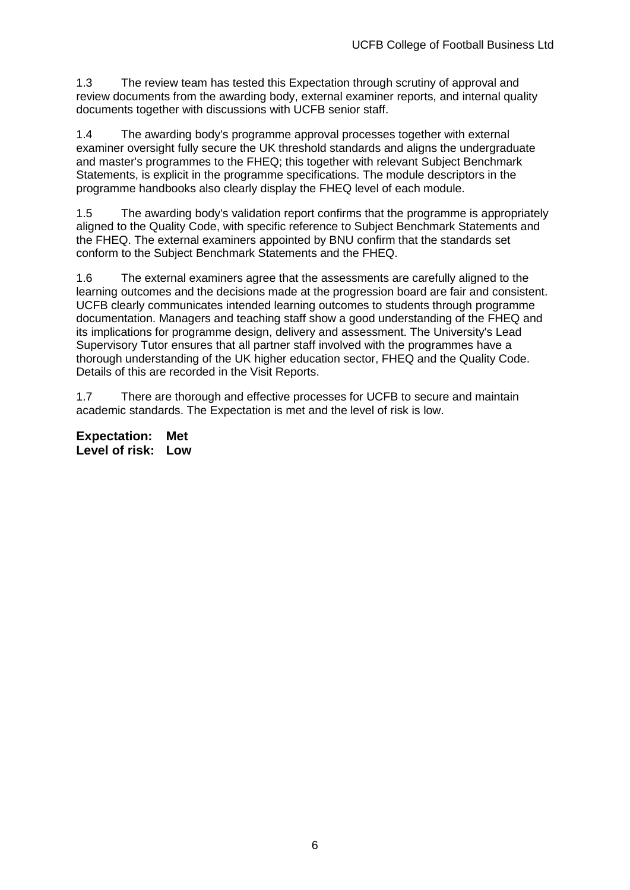1.3 The review team has tested this Expectation through scrutiny of approval and review documents from the awarding body, external examiner reports, and internal quality documents together with discussions with UCFB senior staff.

1.4 The awarding body's programme approval processes together with external examiner oversight fully secure the UK threshold standards and aligns the undergraduate and master's programmes to the FHEQ; this together with relevant Subject Benchmark Statements, is explicit in the programme specifications. The module descriptors in the programme handbooks also clearly display the FHEQ level of each module.

1.5 The awarding body's validation report confirms that the programme is appropriately aligned to the Quality Code, with specific reference to Subject Benchmark Statements and the FHEQ. The external examiners appointed by BNU confirm that the standards set conform to the Subject Benchmark Statements and the FHEQ.

1.6 The external examiners agree that the assessments are carefully aligned to the learning outcomes and the decisions made at the progression board are fair and consistent. UCFB clearly communicates intended learning outcomes to students through programme documentation. Managers and teaching staff show a good understanding of the FHEQ and its implications for programme design, delivery and assessment. The University's Lead Supervisory Tutor ensures that all partner staff involved with the programmes have a thorough understanding of the UK higher education sector, FHEQ and the Quality Code. Details of this are recorded in the Visit Reports.

1.7 There are thorough and effective processes for UCFB to secure and maintain academic standards. The Expectation is met and the level of risk is low.

**Expectation: Met**
**Level of risk: Low**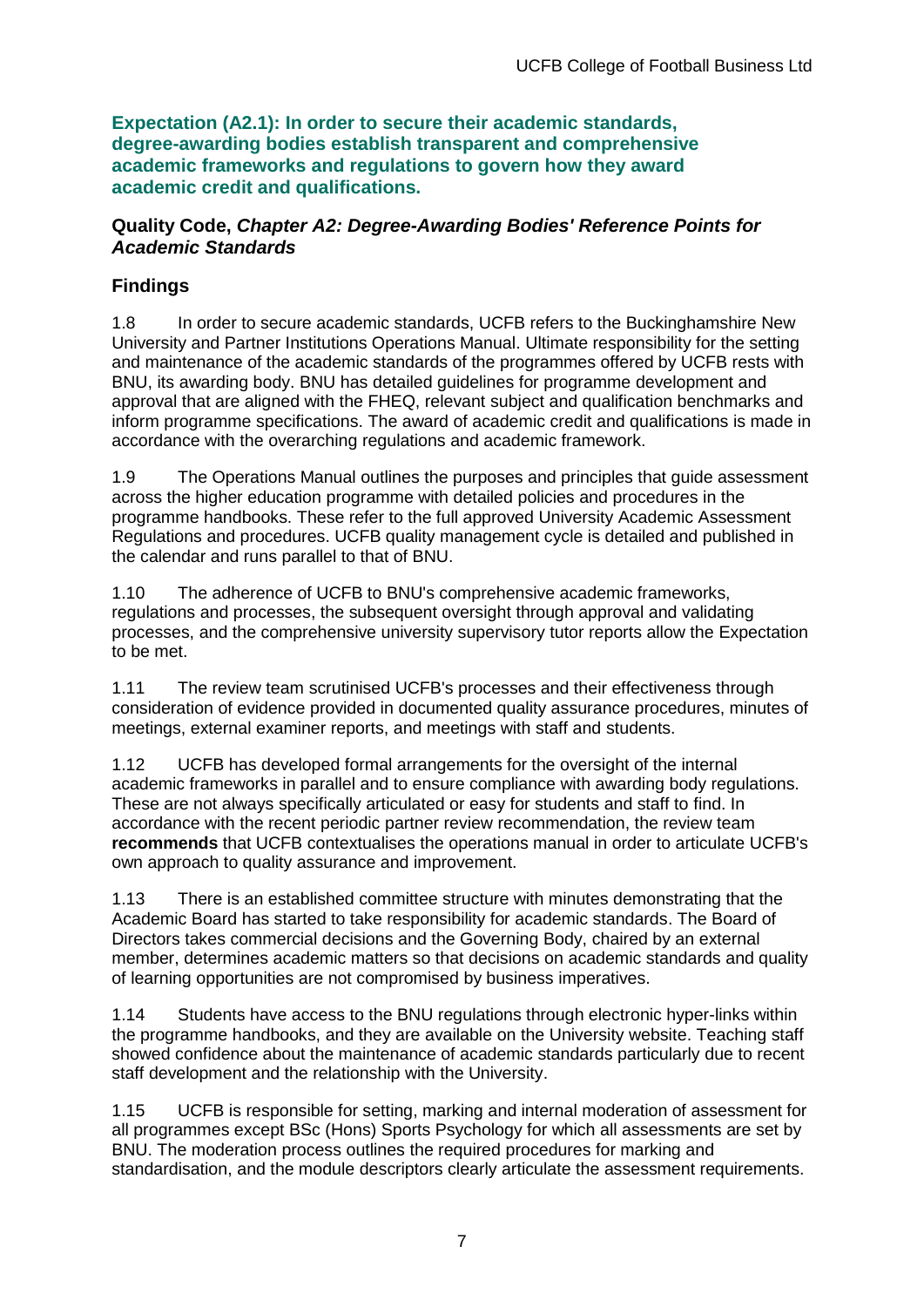**Expectation (A2.1): In order to secure their academic standards, degree-awarding bodies establish transparent and comprehensive academic frameworks and regulations to govern how they award academic credit and qualifications.**

**Quality Code, *Chapter A2: Degree-Awarding Bodies' Reference Points for Academic Standards***

## Findings

1.8 In order to secure academic standards, UCFB refers to the Buckinghamshire New University and Partner Institutions Operations Manual. Ultimate responsibility for the setting and maintenance of the academic standards of the programmes offered by UCFB rests with BNU, its awarding body. BNU has detailed guidelines for programme development and approval that are aligned with the FHEQ, relevant subject and qualification benchmarks and inform programme specifications. The award of academic credit and qualifications is made in accordance with the overarching regulations and academic framework.

1.9 The Operations Manual outlines the purposes and principles that guide assessment across the higher education programme with detailed policies and procedures in the programme handbooks. These refer to the full approved University Academic Assessment Regulations and procedures. UCFB quality management cycle is detailed and published in the calendar and runs parallel to that of BNU.

1.10 The adherence of UCFB to BNU's comprehensive academic frameworks, regulations and processes, the subsequent oversight through approval and validating processes, and the comprehensive university supervisory tutor reports allow the Expectation to be met.

1.11 The review team scrutinised UCFB's processes and their effectiveness through consideration of evidence provided in documented quality assurance procedures, minutes of meetings, external examiner reports, and meetings with staff and students.

1.12 UCFB has developed formal arrangements for the oversight of the internal academic frameworks in parallel and to ensure compliance with awarding body regulations. These are not always specifically articulated or easy for students and staff to find. In accordance with the recent periodic partner review recommendation, the review team **recommends** that UCFB contextualises the operations manual in order to articulate UCFB's own approach to quality assurance and improvement.

1.13 There is an established committee structure with minutes demonstrating that the Academic Board has started to take responsibility for academic standards. The Board of Directors takes commercial decisions and the Governing Body, chaired by an external member, determines academic matters so that decisions on academic standards and quality of learning opportunities are not compromised by business imperatives.

1.14 Students have access to the BNU regulations through electronic hyper-links within the programme handbooks, and they are available on the University website. Teaching staff showed confidence about the maintenance of academic standards particularly due to recent staff development and the relationship with the University.

1.15 UCFB is responsible for setting, marking and internal moderation of assessment for all programmes except BSc (Hons) Sports Psychology for which all assessments are set by BNU. The moderation process outlines the required procedures for marking and standardisation, and the module descriptors clearly articulate the assessment requirements.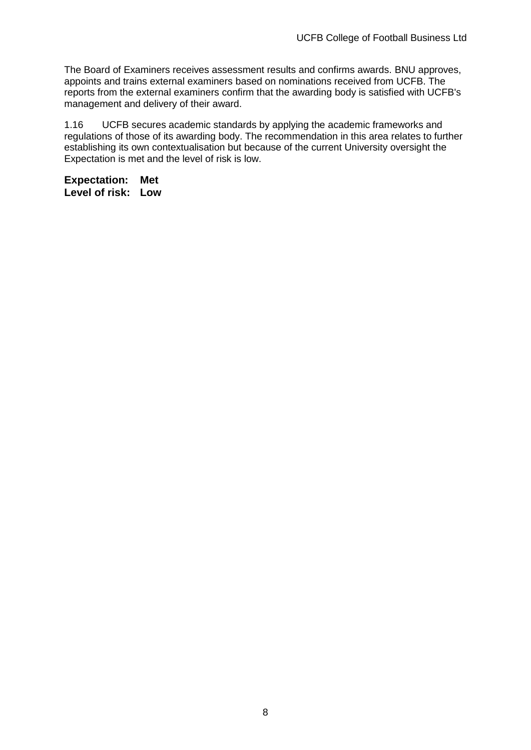The Board of Examiners receives assessment results and confirms awards. BNU approves, appoints and trains external examiners based on nominations received from UCFB. The reports from the external examiners confirm that the awarding body is satisfied with UCFB's management and delivery of their award.

1.16 UCFB secures academic standards by applying the academic frameworks and regulations of those of its awarding body. The recommendation in this area relates to further establishing its own contextualisation but because of the current University oversight the Expectation is met and the level of risk is low.

**Expectation: Met**
**Level of risk: Low**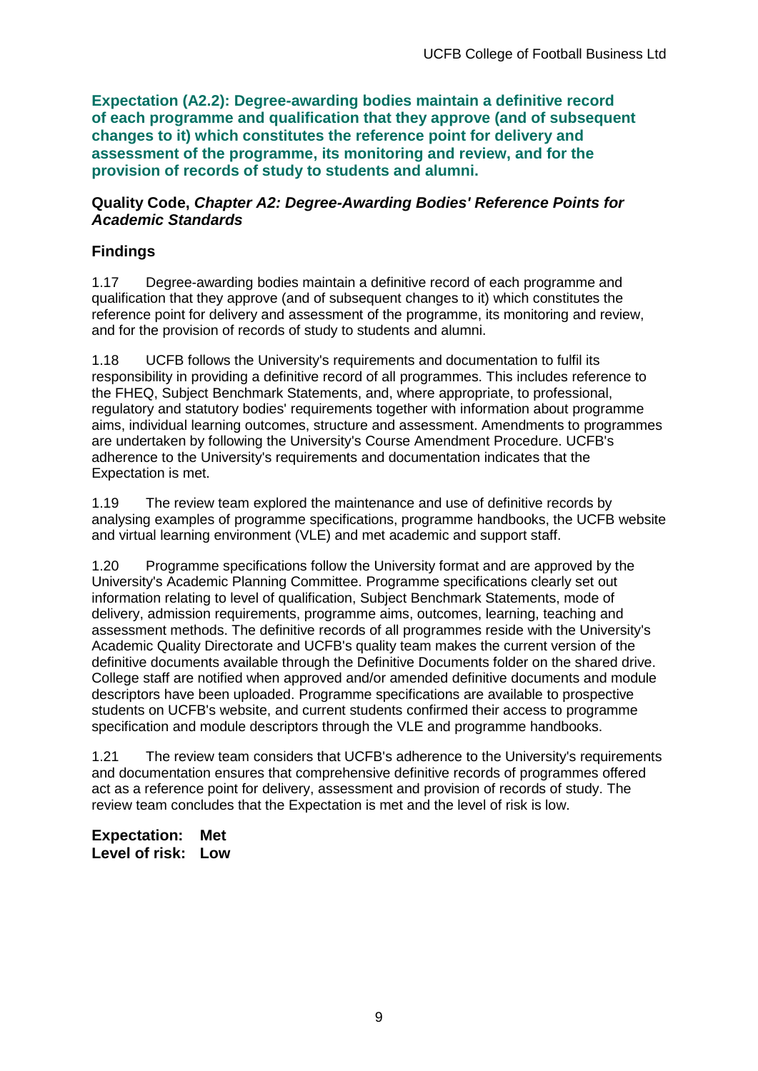**Expectation (A2.2): Degree-awarding bodies maintain a definitive record of each programme and qualification that they approve (and of subsequent changes to it) which constitutes the reference point for delivery and assessment of the programme, its monitoring and review, and for the provision of records of study to students and alumni.**

**Quality Code, *Chapter A2: Degree-Awarding Bodies' Reference Points for Academic Standards***

## Findings

1.17 Degree-awarding bodies maintain a definitive record of each programme and qualification that they approve (and of subsequent changes to it) which constitutes the reference point for delivery and assessment of the programme, its monitoring and review, and for the provision of records of study to students and alumni.

1.18 UCFB follows the University's requirements and documentation to fulfil its responsibility in providing a definitive record of all programmes. This includes reference to the FHEQ, Subject Benchmark Statements, and, where appropriate, to professional, regulatory and statutory bodies' requirements together with information about programme aims, individual learning outcomes, structure and assessment. Amendments to programmes are undertaken by following the University's Course Amendment Procedure. UCFB's adherence to the University's requirements and documentation indicates that the Expectation is met.

1.19 The review team explored the maintenance and use of definitive records by analysing examples of programme specifications, programme handbooks, the UCFB website and virtual learning environment (VLE) and met academic and support staff.

1.20 Programme specifications follow the University format and are approved by the University's Academic Planning Committee. Programme specifications clearly set out information relating to level of qualification, Subject Benchmark Statements, mode of delivery, admission requirements, programme aims, outcomes, learning, teaching and assessment methods. The definitive records of all programmes reside with the University's Academic Quality Directorate and UCFB's quality team makes the current version of the definitive documents available through the Definitive Documents folder on the shared drive. College staff are notified when approved and/or amended definitive documents and module descriptors have been uploaded. Programme specifications are available to prospective students on UCFB's website, and current students confirmed their access to programme specification and module descriptors through the VLE and programme handbooks.

1.21 The review team considers that UCFB's adherence to the University's requirements and documentation ensures that comprehensive definitive records of programmes offered act as a reference point for delivery, assessment and provision of records of study. The review team concludes that the Expectation is met and the level of risk is low.

**Expectation: Met**
**Level of risk: Low**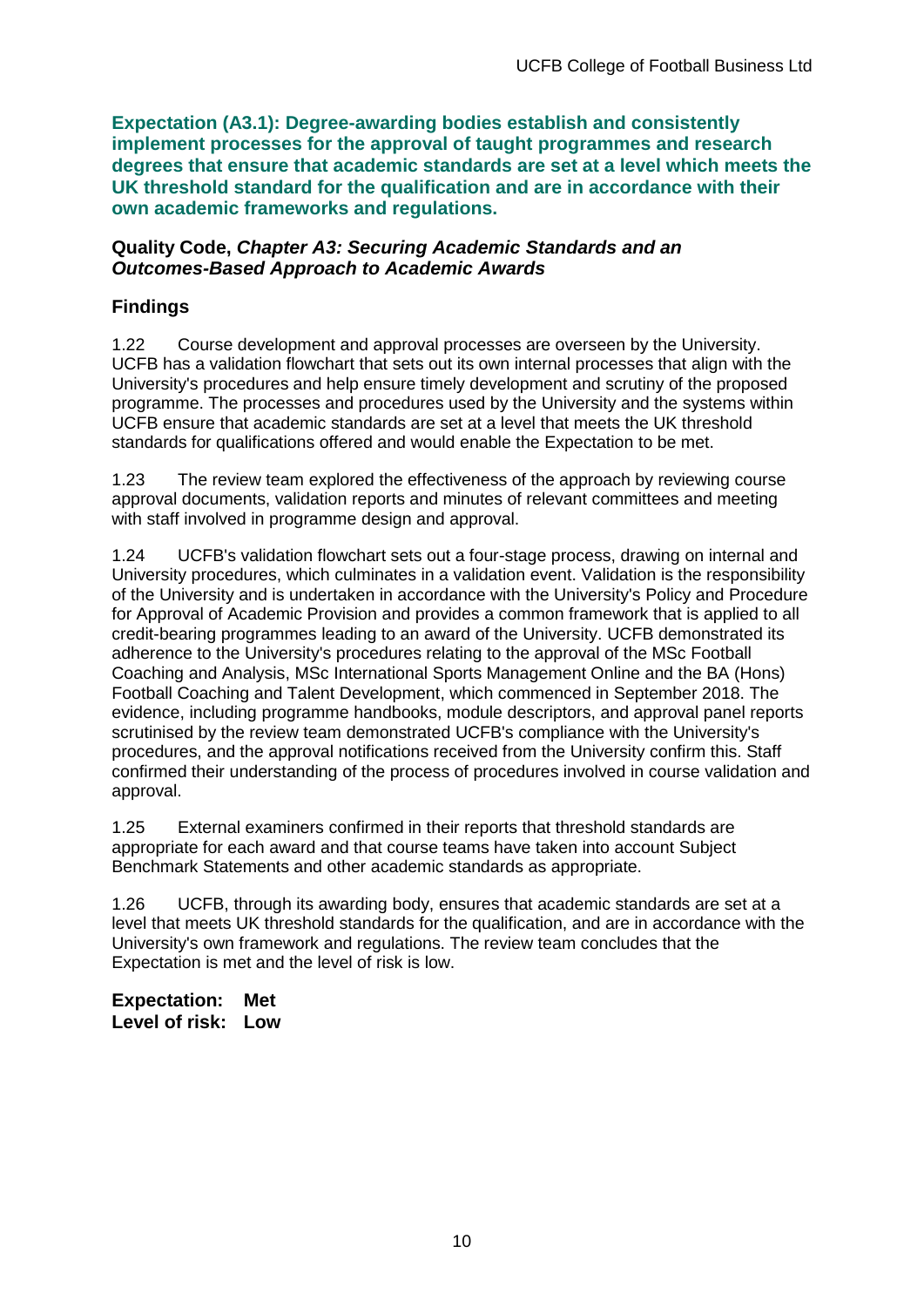**Expectation (A3.1): Degree-awarding bodies establish and consistently implement processes for the approval of taught programmes and research degrees that ensure that academic standards are set at a level which meets the UK threshold standard for the qualification and are in accordance with their own academic frameworks and regulations.**

**Quality Code, *Chapter A3: Securing Academic Standards and an Outcomes-Based Approach to Academic Awards***

**Findings**

1.22 Course development and approval processes are overseen by the University. UCFB has a validation flowchart that sets out its own internal processes that align with the University's procedures and help ensure timely development and scrutiny of the proposed programme. The processes and procedures used by the University and the systems within UCFB ensure that academic standards are set at a level that meets the UK threshold standards for qualifications offered and would enable the Expectation to be met.

1.23 The review team explored the effectiveness of the approach by reviewing course approval documents, validation reports and minutes of relevant committees and meeting with staff involved in programme design and approval.

1.24 UCFB's validation flowchart sets out a four-stage process, drawing on internal and University procedures, which culminates in a validation event. Validation is the responsibility of the University and is undertaken in accordance with the University's Policy and Procedure for Approval of Academic Provision and provides a common framework that is applied to all credit-bearing programmes leading to an award of the University. UCFB demonstrated its adherence to the University's procedures relating to the approval of the MSc Football Coaching and Analysis, MSc International Sports Management Online and the BA (Hons) Football Coaching and Talent Development, which commenced in September 2018. The evidence, including programme handbooks, module descriptors, and approval panel reports scrutinised by the review team demonstrated UCFB's compliance with the University's procedures, and the approval notifications received from the University confirm this. Staff confirmed their understanding of the process of procedures involved in course validation and approval.

1.25 External examiners confirmed in their reports that threshold standards are appropriate for each award and that course teams have taken into account Subject Benchmark Statements and other academic standards as appropriate.

1.26 UCFB, through its awarding body, ensures that academic standards are set at a level that meets UK threshold standards for the qualification, and are in accordance with the University's own framework and regulations. The review team concludes that the Expectation is met and the level of risk is low.

**Expectation: Met**
**Level of risk: Low**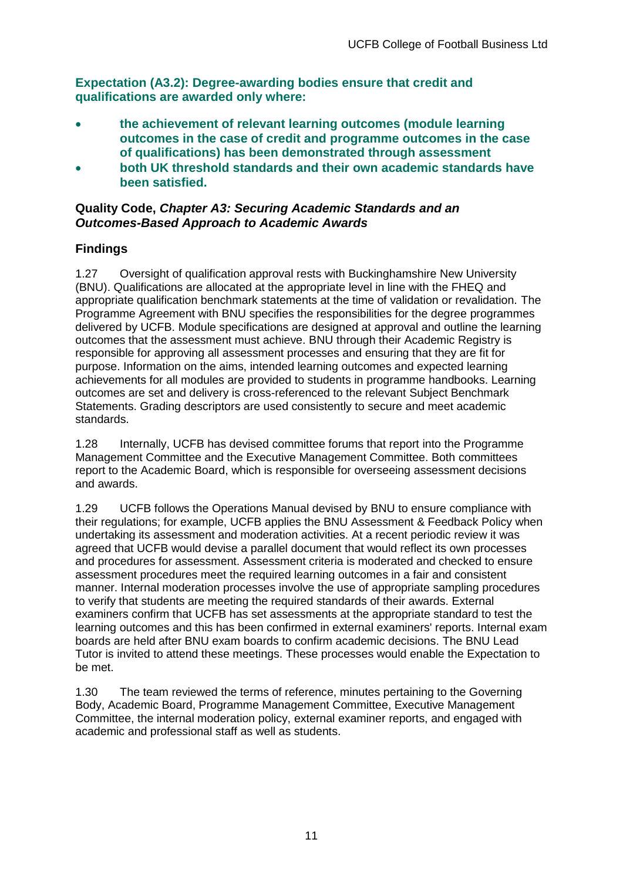**Expectation (A3.2): Degree-awarding bodies ensure that credit and qualifications are awarded only where:**

- **the achievement of relevant learning outcomes (module learning outcomes in the case of credit and programme outcomes in the case of qualifications) has been demonstrated through assessment**
- **both UK threshold standards and their own academic standards have been satisfied.**

**Quality Code, *Chapter A3: Securing Academic Standards and an Outcomes-Based Approach to Academic Awards***

### Findings

1.27 Oversight of qualification approval rests with Buckinghamshire New University (BNU). Qualifications are allocated at the appropriate level in line with the FHEQ and appropriate qualification benchmark statements at the time of validation or revalidation. The Programme Agreement with BNU specifies the responsibilities for the degree programmes delivered by UCFB. Module specifications are designed at approval and outline the learning outcomes that the assessment must achieve. BNU through their Academic Registry is responsible for approving all assessment processes and ensuring that they are fit for purpose. Information on the aims, intended learning outcomes and expected learning achievements for all modules are provided to students in programme handbooks. Learning outcomes are set and delivery is cross-referenced to the relevant Subject Benchmark Statements. Grading descriptors are used consistently to secure and meet academic standards.

1.28 Internally, UCFB has devised committee forums that report into the Programme Management Committee and the Executive Management Committee. Both committees report to the Academic Board, which is responsible for overseeing assessment decisions and awards.

1.29 UCFB follows the Operations Manual devised by BNU to ensure compliance with their regulations; for example, UCFB applies the BNU Assessment & Feedback Policy when undertaking its assessment and moderation activities. At a recent periodic review it was agreed that UCFB would devise a parallel document that would reflect its own processes and procedures for assessment. Assessment criteria is moderated and checked to ensure assessment procedures meet the required learning outcomes in a fair and consistent manner. Internal moderation processes involve the use of appropriate sampling procedures to verify that students are meeting the required standards of their awards. External examiners confirm that UCFB has set assessments at the appropriate standard to test the learning outcomes and this has been confirmed in external examiners' reports. Internal exam boards are held after BNU exam boards to confirm academic decisions. The BNU Lead Tutor is invited to attend these meetings. These processes would enable the Expectation to be met.

1.30 The team reviewed the terms of reference, minutes pertaining to the Governing Body, Academic Board, Programme Management Committee, Executive Management Committee, the internal moderation policy, external examiner reports, and engaged with academic and professional staff as well as students.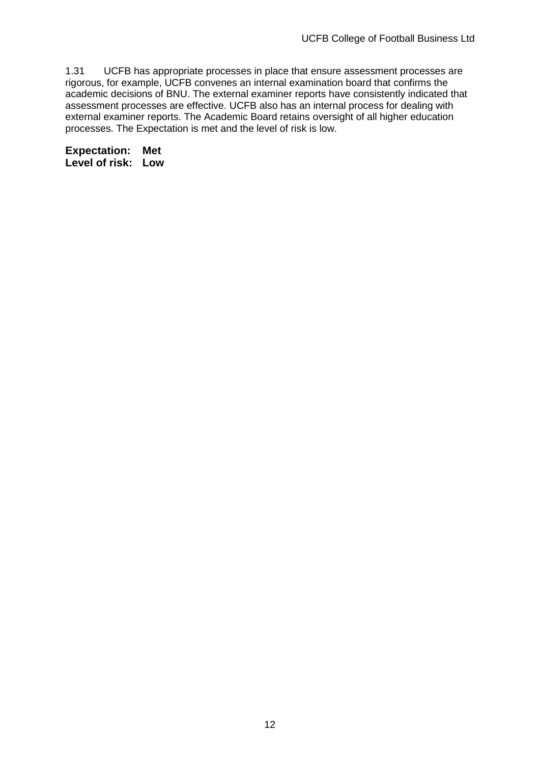1.31 UCFB has appropriate processes in place that ensure assessment processes are rigorous, for example, UCFB convenes an internal examination board that confirms the academic decisions of BNU. The external examiner reports have consistently indicated that assessment processes are effective. UCFB also has an internal process for dealing with external examiner reports. The Academic Board retains oversight of all higher education processes. The Expectation is met and the level of risk is low.

**Expectation: Met**
**Level of risk: Low**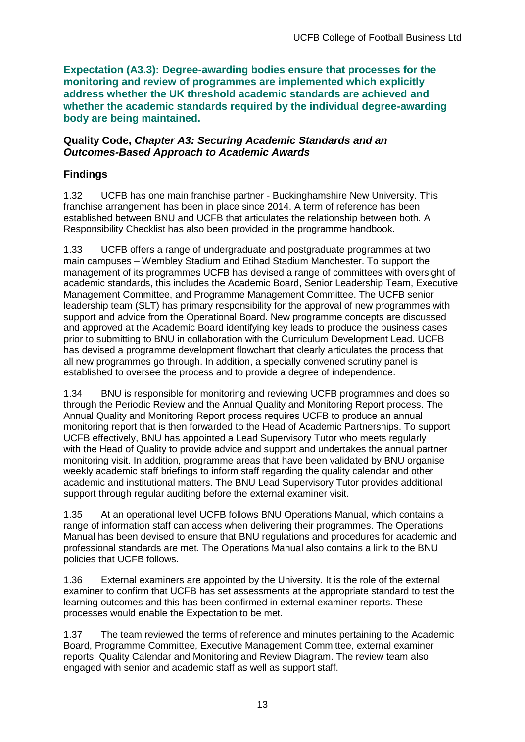**Expectation (A3.3): Degree-awarding bodies ensure that processes for the monitoring and review of programmes are implemented which explicitly address whether the UK threshold academic standards are achieved and whether the academic standards required by the individual degree-awarding body are being maintained.**

**Quality Code, *Chapter A3: Securing Academic Standards and an Outcomes-Based Approach to Academic Awards***

### Findings

1.32 UCFB has one main franchise partner - Buckinghamshire New University. This franchise arrangement has been in place since 2014. A term of reference has been established between BNU and UCFB that articulates the relationship between both. A Responsibility Checklist has also been provided in the programme handbook.

1.33 UCFB offers a range of undergraduate and postgraduate programmes at two main campuses – Wembley Stadium and Etihad Stadium Manchester. To support the management of its programmes UCFB has devised a range of committees with oversight of academic standards, this includes the Academic Board, Senior Leadership Team, Executive Management Committee, and Programme Management Committee. The UCFB senior leadership team (SLT) has primary responsibility for the approval of new programmes with support and advice from the Operational Board. New programme concepts are discussed and approved at the Academic Board identifying key leads to produce the business cases prior to submitting to BNU in collaboration with the Curriculum Development Lead. UCFB has devised a programme development flowchart that clearly articulates the process that all new programmes go through. In addition, a specially convened scrutiny panel is established to oversee the process and to provide a degree of independence.

1.34 BNU is responsible for monitoring and reviewing UCFB programmes and does so through the Periodic Review and the Annual Quality and Monitoring Report process. The Annual Quality and Monitoring Report process requires UCFB to produce an annual monitoring report that is then forwarded to the Head of Academic Partnerships. To support UCFB effectively, BNU has appointed a Lead Supervisory Tutor who meets regularly with the Head of Quality to provide advice and support and undertakes the annual partner monitoring visit. In addition, programme areas that have been validated by BNU organise weekly academic staff briefings to inform staff regarding the quality calendar and other academic and institutional matters. The BNU Lead Supervisory Tutor provides additional support through regular auditing before the external examiner visit.

1.35 At an operational level UCFB follows BNU Operations Manual, which contains a range of information staff can access when delivering their programmes. The Operations Manual has been devised to ensure that BNU regulations and procedures for academic and professional standards are met. The Operations Manual also contains a link to the BNU policies that UCFB follows.

1.36 External examiners are appointed by the University. It is the role of the external examiner to confirm that UCFB has set assessments at the appropriate standard to test the learning outcomes and this has been confirmed in external examiner reports. These processes would enable the Expectation to be met.

1.37 The team reviewed the terms of reference and minutes pertaining to the Academic Board, Programme Committee, Executive Management Committee, external examiner reports, Quality Calendar and Monitoring and Review Diagram. The review team also engaged with senior and academic staff as well as support staff.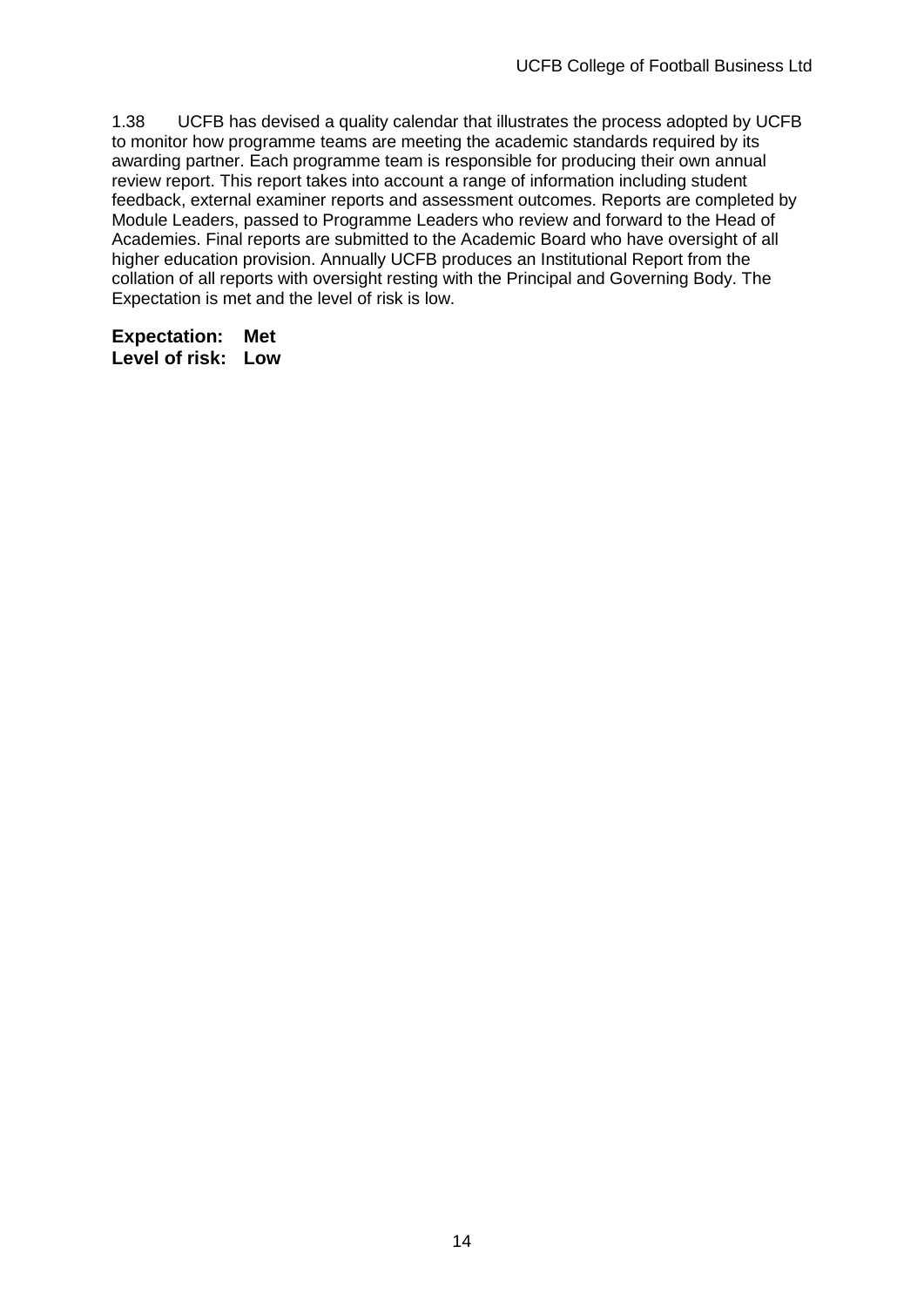1.38 UCFB has devised a quality calendar that illustrates the process adopted by UCFB to monitor how programme teams are meeting the academic standards required by its awarding partner. Each programme team is responsible for producing their own annual review report. This report takes into account a range of information including student feedback, external examiner reports and assessment outcomes. Reports are completed by Module Leaders, passed to Programme Leaders who review and forward to the Head of Academies. Final reports are submitted to the Academic Board who have oversight of all higher education provision. Annually UCFB produces an Institutional Report from the collation of all reports with oversight resting with the Principal and Governing Body. The Expectation is met and the level of risk is low.

**Expectation: Met**
**Level of risk: Low**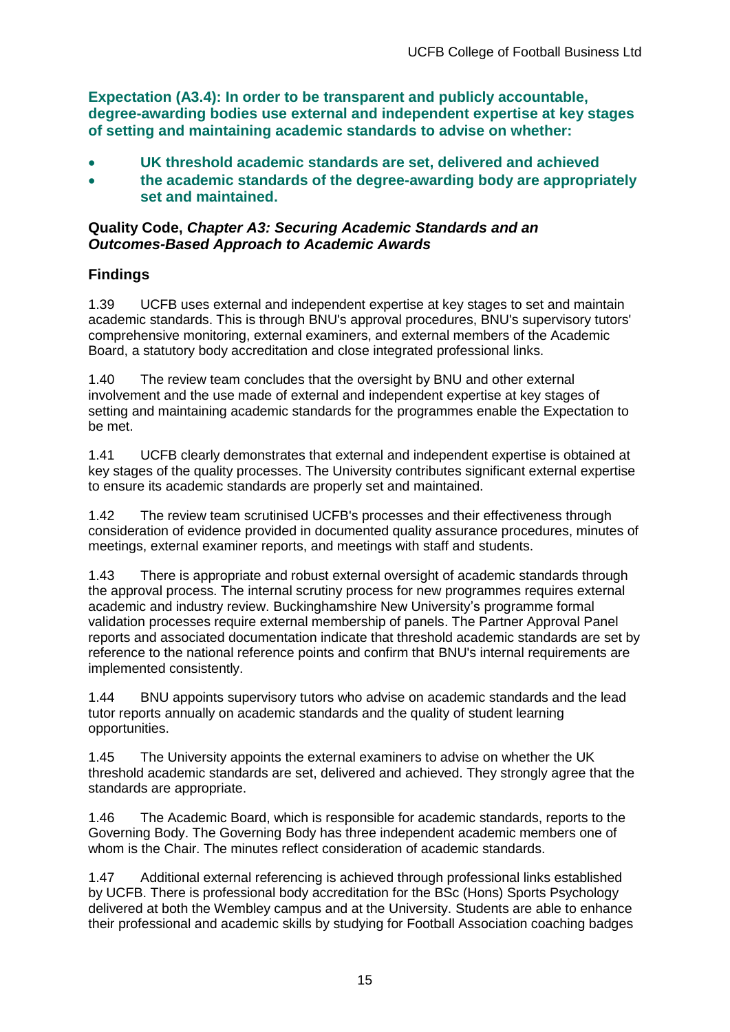**Expectation (A3.4): In order to be transparent and publicly accountable, degree-awarding bodies use external and independent expertise at key stages of setting and maintaining academic standards to advise on whether:**

- **UK threshold academic standards are set, delivered and achieved**
- **the academic standards of the degree-awarding body are appropriately set and maintained.**

**Quality Code, *Chapter A3: Securing Academic Standards and an Outcomes-Based Approach to Academic Awards***

## Findings

1.39 UCFB uses external and independent expertise at key stages to set and maintain academic standards. This is through BNU's approval procedures, BNU's supervisory tutors' comprehensive monitoring, external examiners, and external members of the Academic Board, a statutory body accreditation and close integrated professional links.

1.40 The review team concludes that the oversight by BNU and other external involvement and the use made of external and independent expertise at key stages of setting and maintaining academic standards for the programmes enable the Expectation to be met.

1.41 UCFB clearly demonstrates that external and independent expertise is obtained at key stages of the quality processes. The University contributes significant external expertise to ensure its academic standards are properly set and maintained.

1.42 The review team scrutinised UCFB's processes and their effectiveness through consideration of evidence provided in documented quality assurance procedures, minutes of meetings, external examiner reports, and meetings with staff and students.

1.43 There is appropriate and robust external oversight of academic standards through the approval process. The internal scrutiny process for new programmes requires external academic and industry review. Buckinghamshire New University's programme formal validation processes require external membership of panels. The Partner Approval Panel reports and associated documentation indicate that threshold academic standards are set by reference to the national reference points and confirm that BNU's internal requirements are implemented consistently.

1.44 BNU appoints supervisory tutors who advise on academic standards and the lead tutor reports annually on academic standards and the quality of student learning opportunities.

1.45 The University appoints the external examiners to advise on whether the UK threshold academic standards are set, delivered and achieved. They strongly agree that the standards are appropriate.

1.46 The Academic Board, which is responsible for academic standards, reports to the Governing Body. The Governing Body has three independent academic members one of whom is the Chair. The minutes reflect consideration of academic standards.

1.47 Additional external referencing is achieved through professional links established by UCFB. There is professional body accreditation for the BSc (Hons) Sports Psychology delivered at both the Wembley campus and at the University. Students are able to enhance their professional and academic skills by studying for Football Association coaching badges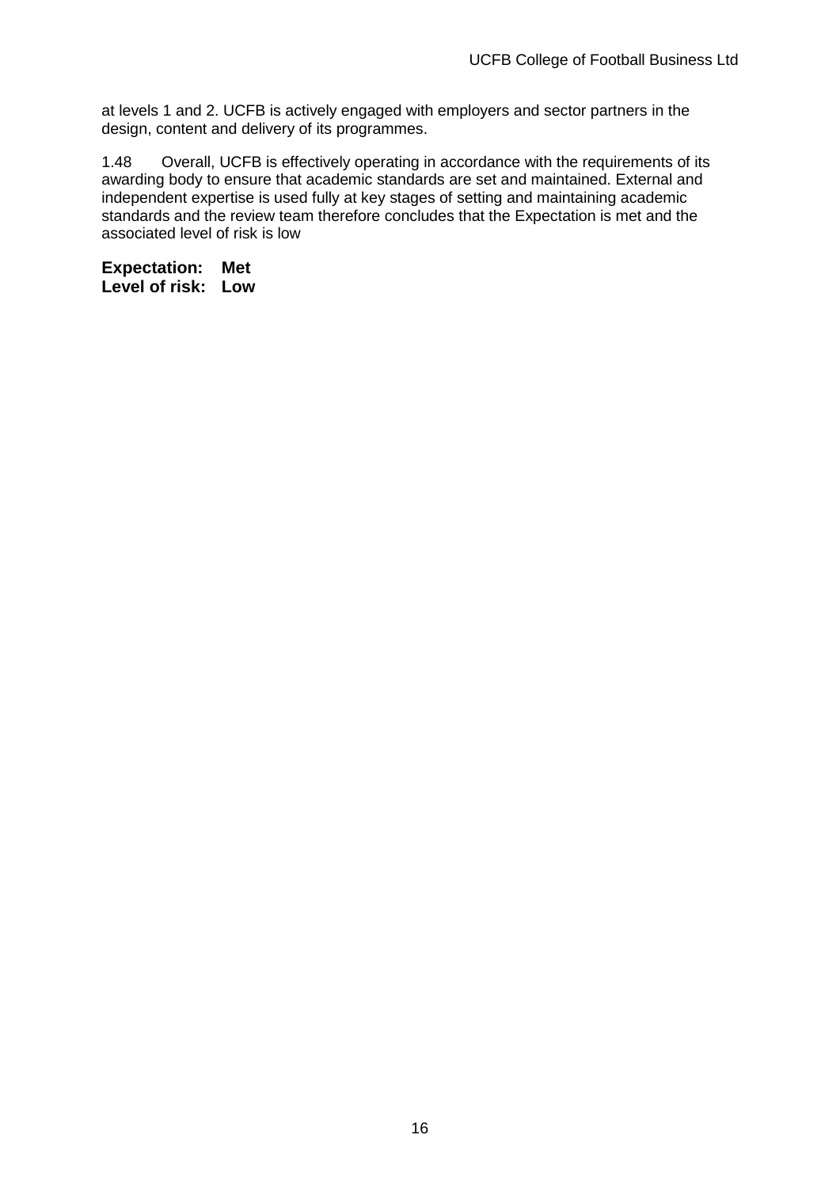at levels 1 and 2. UCFB is actively engaged with employers and sector partners in the design, content and delivery of its programmes.

1.48 Overall, UCFB is effectively operating in accordance with the requirements of its awarding body to ensure that academic standards are set and maintained. External and independent expertise is used fully at key stages of setting and maintaining academic standards and the review team therefore concludes that the Expectation is met and the associated level of risk is low

**Expectation: Met**
**Level of risk: Low**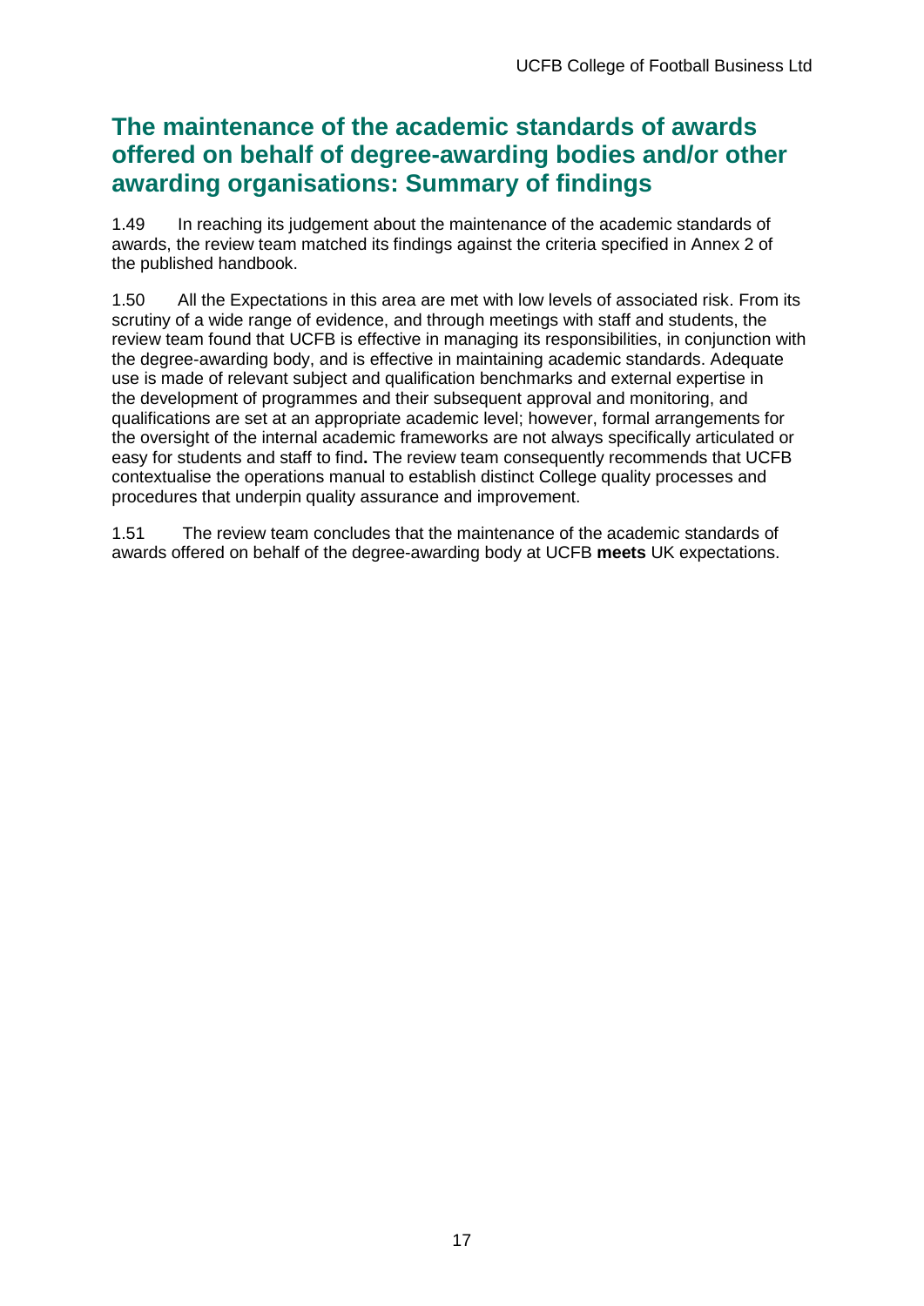## The maintenance of the academic standards of awards offered on behalf of degree-awarding bodies and/or other awarding organisations: Summary of findings

1.49 In reaching its judgement about the maintenance of the academic standards of awards, the review team matched its findings against the criteria specified in Annex 2 of the published handbook.

1.50 All the Expectations in this area are met with low levels of associated risk. From its scrutiny of a wide range of evidence, and through meetings with staff and students, the review team found that UCFB is effective in managing its responsibilities, in conjunction with the degree-awarding body, and is effective in maintaining academic standards. Adequate use is made of relevant subject and qualification benchmarks and external expertise in the development of programmes and their subsequent approval and monitoring, and qualifications are set at an appropriate academic level; however, formal arrangements for the oversight of the internal academic frameworks are not always specifically articulated or easy for students and staff to find. The review team consequently recommends that UCFB contextualise the operations manual to establish distinct College quality processes and procedures that underpin quality assurance and improvement.

1.51 The review team concludes that the maintenance of the academic standards of awards offered on behalf of the degree-awarding body at UCFB **meets** UK expectations.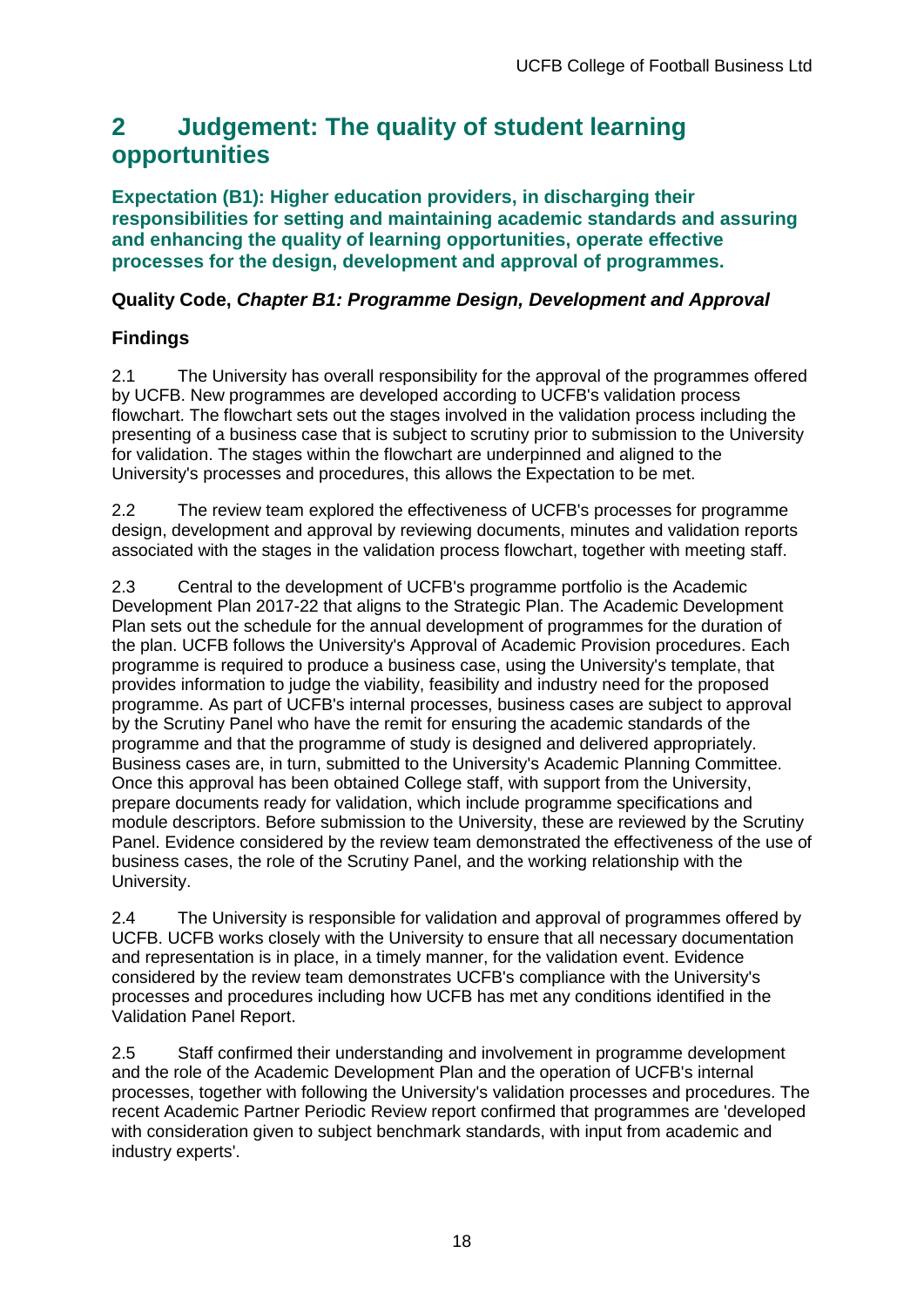## 2 Judgement: The quality of student learning opportunities

**Expectation (B1): Higher education providers, in discharging their responsibilities for setting and maintaining academic standards and assuring and enhancing the quality of learning opportunities, operate effective processes for the design, development and approval of programmes.**

### Quality Code, *Chapter B1: Programme Design, Development and Approval*

### Findings

2.1 The University has overall responsibility for the approval of the programmes offered by UCFB. New programmes are developed according to UCFB's validation process flowchart. The flowchart sets out the stages involved in the validation process including the presenting of a business case that is subject to scrutiny prior to submission to the University for validation. The stages within the flowchart are underpinned and aligned to the University's processes and procedures, this allows the Expectation to be met.

2.2 The review team explored the effectiveness of UCFB's processes for programme design, development and approval by reviewing documents, minutes and validation reports associated with the stages in the validation process flowchart, together with meeting staff.

2.3 Central to the development of UCFB's programme portfolio is the Academic Development Plan 2017-22 that aligns to the Strategic Plan. The Academic Development Plan sets out the schedule for the annual development of programmes for the duration of the plan. UCFB follows the University's Approval of Academic Provision procedures. Each programme is required to produce a business case, using the University's template, that provides information to judge the viability, feasibility and industry need for the proposed programme. As part of UCFB's internal processes, business cases are subject to approval by the Scrutiny Panel who have the remit for ensuring the academic standards of the programme and that the programme of study is designed and delivered appropriately. Business cases are, in turn, submitted to the University's Academic Planning Committee. Once this approval has been obtained College staff, with support from the University, prepare documents ready for validation, which include programme specifications and module descriptors. Before submission to the University, these are reviewed by the Scrutiny Panel. Evidence considered by the review team demonstrated the effectiveness of the use of business cases, the role of the Scrutiny Panel, and the working relationship with the University.

2.4 The University is responsible for validation and approval of programmes offered by UCFB. UCFB works closely with the University to ensure that all necessary documentation and representation is in place, in a timely manner, for the validation event. Evidence considered by the review team demonstrates UCFB's compliance with the University's processes and procedures including how UCFB has met any conditions identified in the Validation Panel Report.

2.5 Staff confirmed their understanding and involvement in programme development and the role of the Academic Development Plan and the operation of UCFB's internal processes, together with following the University's validation processes and procedures. The recent Academic Partner Periodic Review report confirmed that programmes are 'developed with consideration given to subject benchmark standards, with input from academic and industry experts'.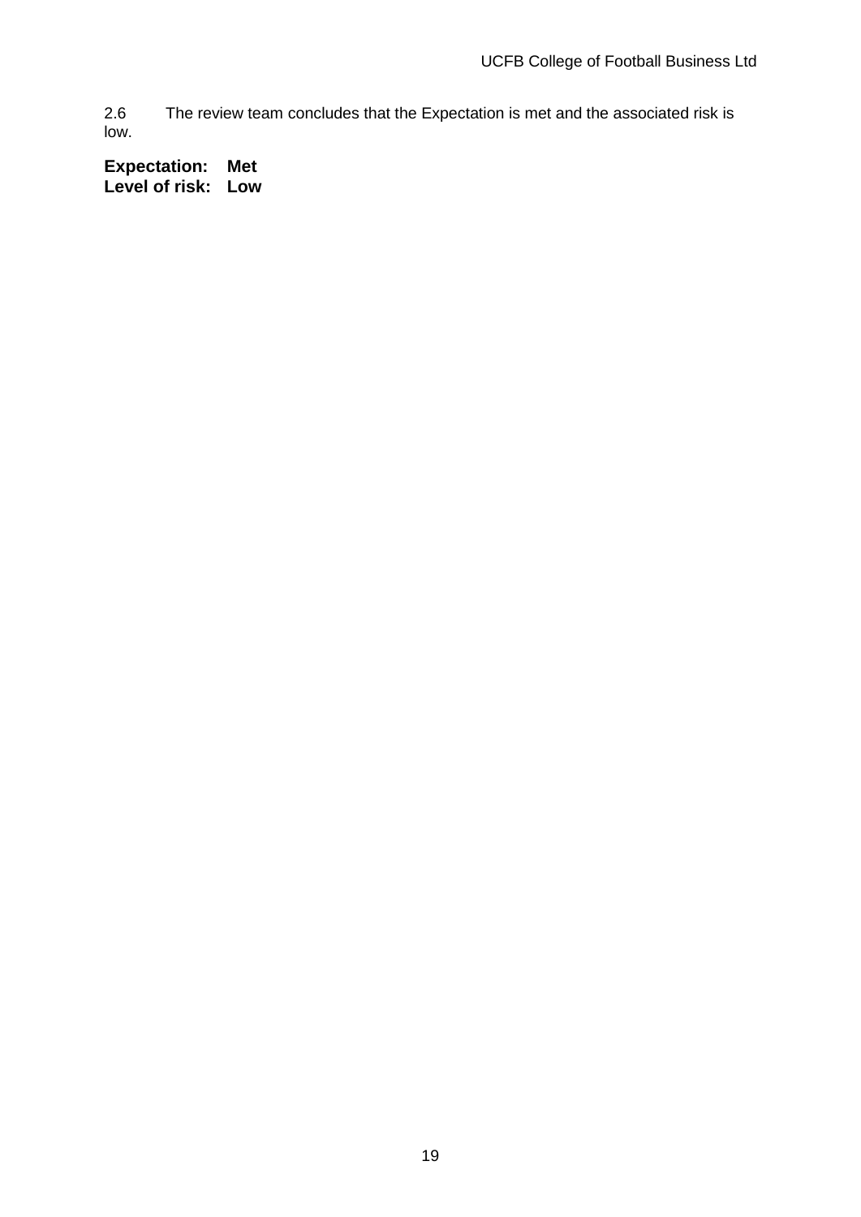2.6 The review team concludes that the Expectation is met and the associated risk is low.

**Expectation: Met**
**Level of risk: Low**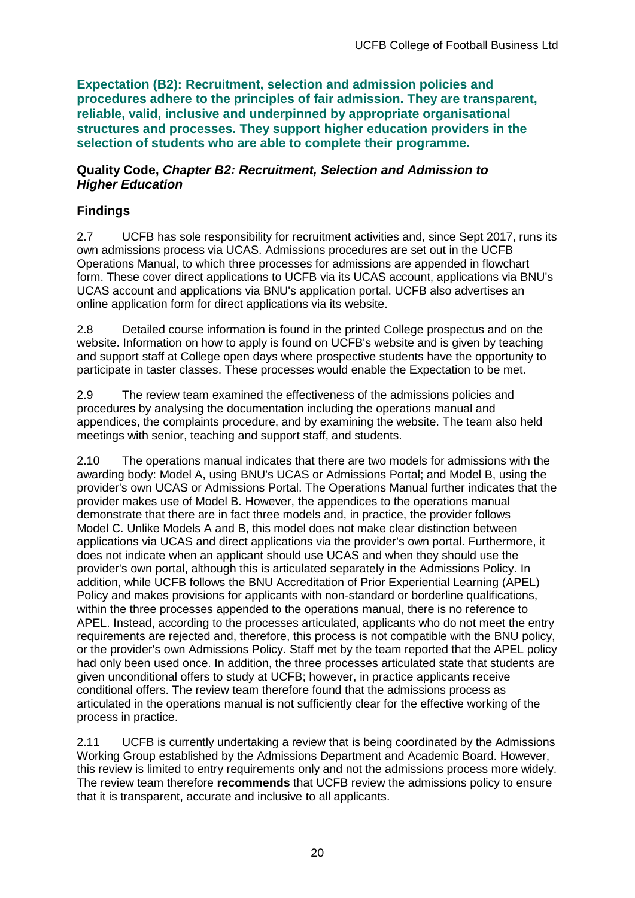**Expectation (B2): Recruitment, selection and admission policies and procedures adhere to the principles of fair admission. They are transparent, reliable, valid, inclusive and underpinned by appropriate organisational structures and processes. They support higher education providers in the selection of students who are able to complete their programme.**

**Quality Code, *Chapter B2: Recruitment, Selection and Admission to Higher Education***

**Findings**

2.7 UCFB has sole responsibility for recruitment activities and, since Sept 2017, runs its own admissions process via UCAS. Admissions procedures are set out in the UCFB Operations Manual, to which three processes for admissions are appended in flowchart form. These cover direct applications to UCFB via its UCAS account, applications via BNU's UCAS account and applications via BNU's application portal. UCFB also advertises an online application form for direct applications via its website.

2.8 Detailed course information is found in the printed College prospectus and on the website. Information on how to apply is found on UCFB's website and is given by teaching and support staff at College open days where prospective students have the opportunity to participate in taster classes. These processes would enable the Expectation to be met.

2.9 The review team examined the effectiveness of the admissions policies and procedures by analysing the documentation including the operations manual and appendices, the complaints procedure, and by examining the website. The team also held meetings with senior, teaching and support staff, and students.

2.10 The operations manual indicates that there are two models for admissions with the awarding body: Model A, using BNU's UCAS or Admissions Portal; and Model B, using the provider's own UCAS or Admissions Portal. The Operations Manual further indicates that the provider makes use of Model B. However, the appendices to the operations manual demonstrate that there are in fact three models and, in practice, the provider follows Model C. Unlike Models A and B, this model does not make clear distinction between applications via UCAS and direct applications via the provider's own portal. Furthermore, it does not indicate when an applicant should use UCAS and when they should use the provider's own portal, although this is articulated separately in the Admissions Policy. In addition, while UCFB follows the BNU Accreditation of Prior Experiential Learning (APEL) Policy and makes provisions for applicants with non-standard or borderline qualifications, within the three processes appended to the operations manual, there is no reference to APEL. Instead, according to the processes articulated, applicants who do not meet the entry requirements are rejected and, therefore, this process is not compatible with the BNU policy, or the provider's own Admissions Policy. Staff met by the team reported that the APEL policy had only been used once. In addition, the three processes articulated state that students are given unconditional offers to study at UCFB; however, in practice applicants receive conditional offers. The review team therefore found that the admissions process as articulated in the operations manual is not sufficiently clear for the effective working of the process in practice.

2.11 UCFB is currently undertaking a review that is being coordinated by the Admissions Working Group established by the Admissions Department and Academic Board. However, this review is limited to entry requirements only and not the admissions process more widely. The review team therefore **recommends** that UCFB review the admissions policy to ensure that it is transparent, accurate and inclusive to all applicants.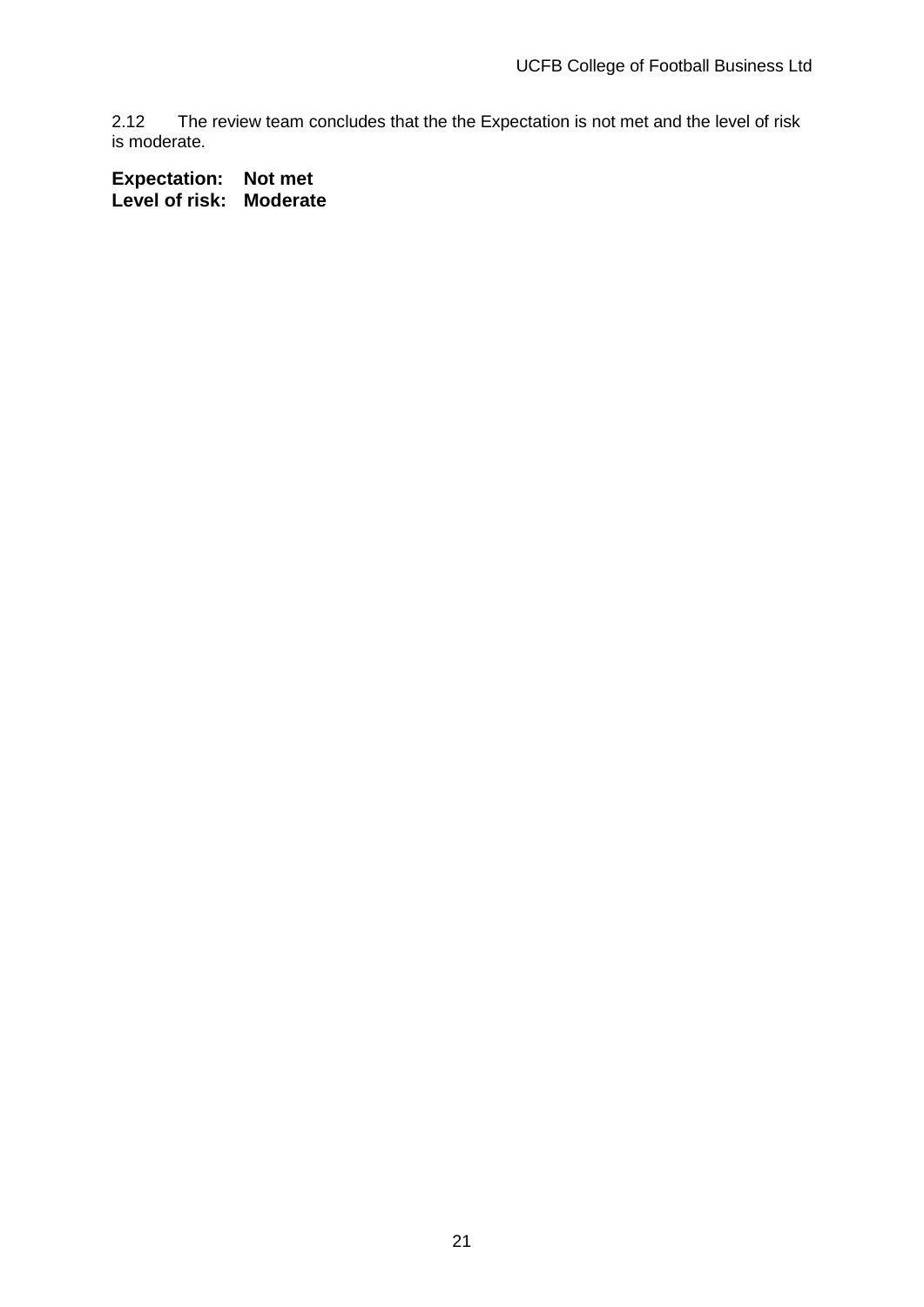2.12 The review team concludes that the the Expectation is not met and the level of risk is moderate.

**Expectation: Not met**
**Level of risk: Moderate**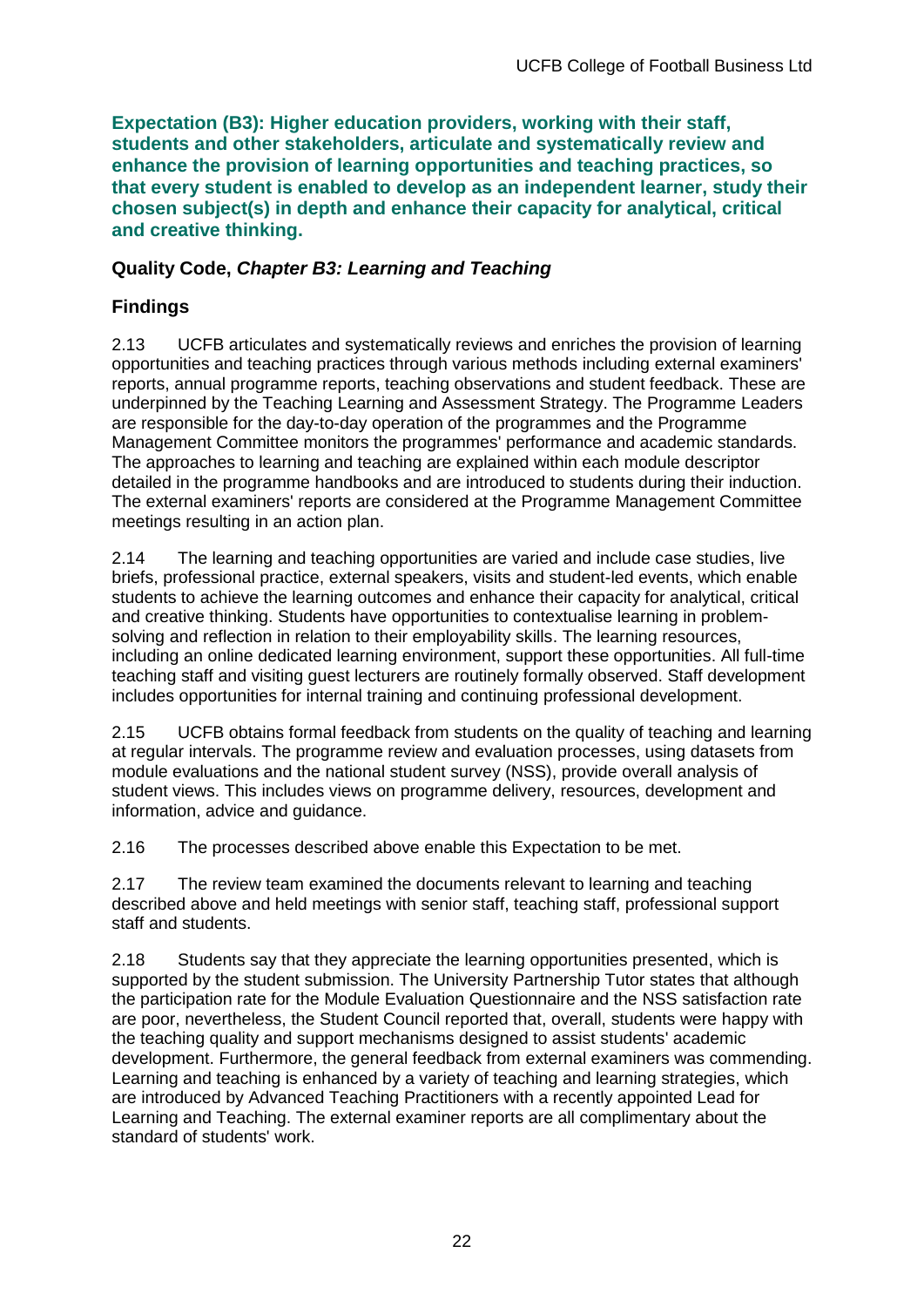**Expectation (B3): Higher education providers, working with their staff, students and other stakeholders, articulate and systematically review and enhance the provision of learning opportunities and teaching practices, so that every student is enabled to develop as an independent learner, study their chosen subject(s) in depth and enhance their capacity for analytical, critical and creative thinking.**

### Quality Code, *Chapter B3: Learning and Teaching*

### Findings

2.13 UCFB articulates and systematically reviews and enriches the provision of learning opportunities and teaching practices through various methods including external examiners' reports, annual programme reports, teaching observations and student feedback. These are underpinned by the Teaching Learning and Assessment Strategy. The Programme Leaders are responsible for the day-to-day operation of the programmes and the Programme Management Committee monitors the programmes' performance and academic standards. The approaches to learning and teaching are explained within each module descriptor detailed in the programme handbooks and are introduced to students during their induction. The external examiners' reports are considered at the Programme Management Committee meetings resulting in an action plan.

2.14 The learning and teaching opportunities are varied and include case studies, live briefs, professional practice, external speakers, visits and student-led events, which enable students to achieve the learning outcomes and enhance their capacity for analytical, critical and creative thinking. Students have opportunities to contextualise learning in problem-solving and reflection in relation to their employability skills. The learning resources, including an online dedicated learning environment, support these opportunities. All full-time teaching staff and visiting guest lecturers are routinely formally observed. Staff development includes opportunities for internal training and continuing professional development.

2.15 UCFB obtains formal feedback from students on the quality of teaching and learning at regular intervals. The programme review and evaluation processes, using datasets from module evaluations and the national student survey (NSS), provide overall analysis of student views. This includes views on programme delivery, resources, development and information, advice and guidance.

2.16 The processes described above enable this Expectation to be met.

2.17 The review team examined the documents relevant to learning and teaching described above and held meetings with senior staff, teaching staff, professional support staff and students.

2.18 Students say that they appreciate the learning opportunities presented, which is supported by the student submission. The University Partnership Tutor states that although the participation rate for the Module Evaluation Questionnaire and the NSS satisfaction rate are poor, nevertheless, the Student Council reported that, overall, students were happy with the teaching quality and support mechanisms designed to assist students' academic development. Furthermore, the general feedback from external examiners was commending. Learning and teaching is enhanced by a variety of teaching and learning strategies, which are introduced by Advanced Teaching Practitioners with a recently appointed Lead for Learning and Teaching. The external examiner reports are all complimentary about the standard of students' work.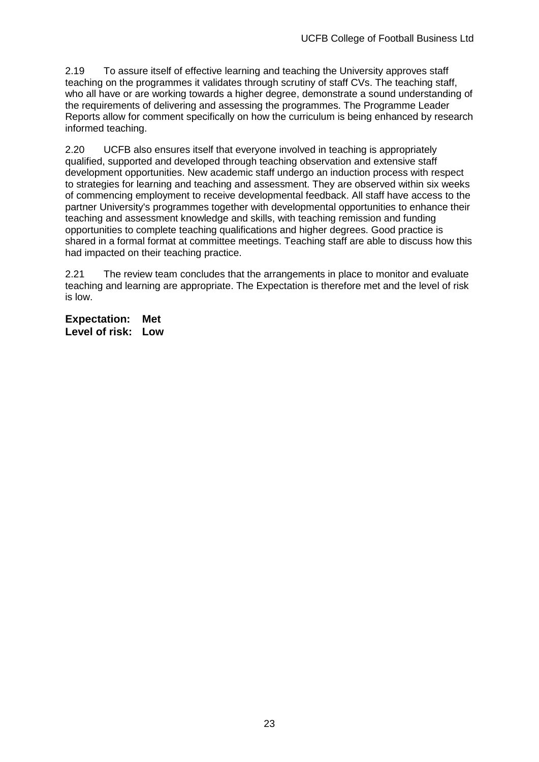2.19 To assure itself of effective learning and teaching the University approves staff teaching on the programmes it validates through scrutiny of staff CVs. The teaching staff, who all have or are working towards a higher degree, demonstrate a sound understanding of the requirements of delivering and assessing the programmes. The Programme Leader Reports allow for comment specifically on how the curriculum is being enhanced by research informed teaching.

2.20 UCFB also ensures itself that everyone involved in teaching is appropriately qualified, supported and developed through teaching observation and extensive staff development opportunities. New academic staff undergo an induction process with respect to strategies for learning and teaching and assessment. They are observed within six weeks of commencing employment to receive developmental feedback. All staff have access to the partner University's programmes together with developmental opportunities to enhance their teaching and assessment knowledge and skills, with teaching remission and funding opportunities to complete teaching qualifications and higher degrees. Good practice is shared in a formal format at committee meetings. Teaching staff are able to discuss how this had impacted on their teaching practice.

2.21 The review team concludes that the arrangements in place to monitor and evaluate teaching and learning are appropriate. The Expectation is therefore met and the level of risk is low.

**Expectation: Met**
**Level of risk: Low**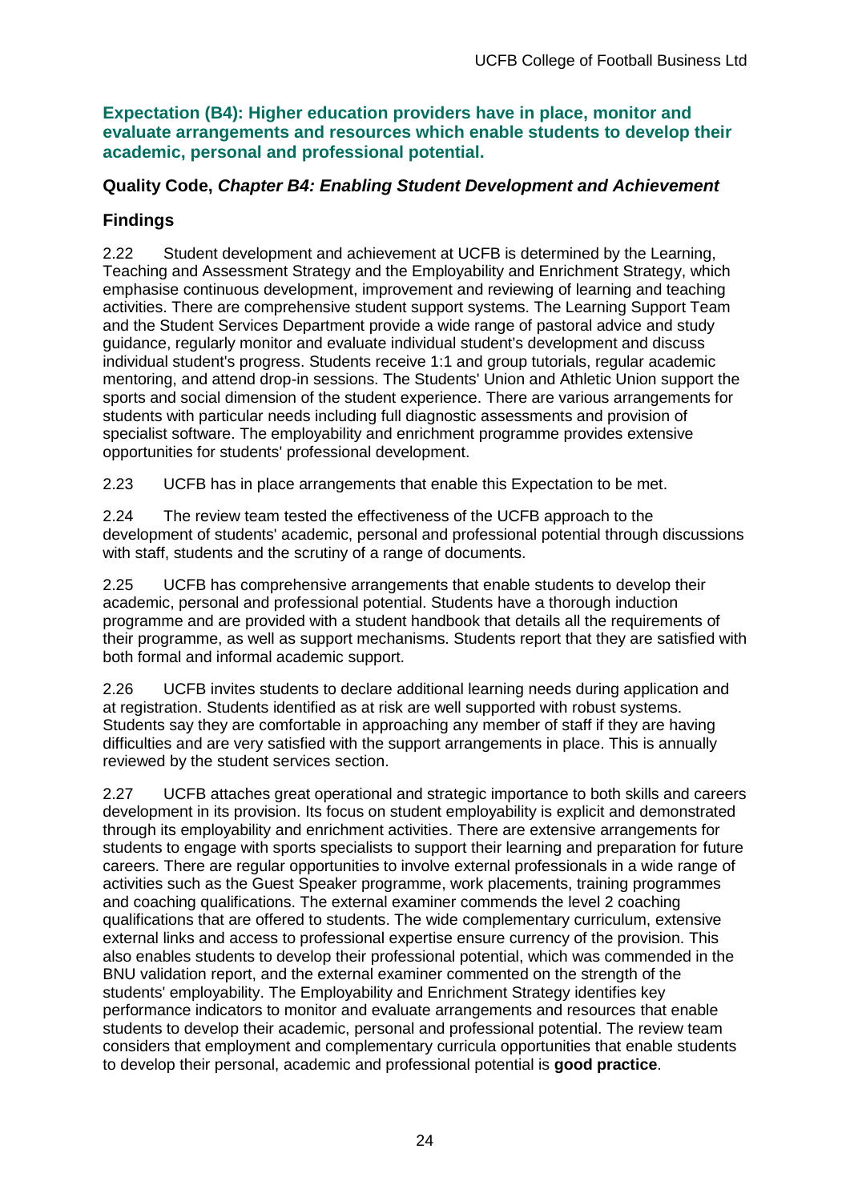### Expectation (B4): Higher education providers have in place, monitor and evaluate arrangements and resources which enable students to develop their academic, personal and professional potential.

### Quality Code, *Chapter B4: Enabling Student Development and Achievement*

### Findings

2.22 Student development and achievement at UCFB is determined by the Learning, Teaching and Assessment Strategy and the Employability and Enrichment Strategy, which emphasise continuous development, improvement and reviewing of learning and teaching activities. There are comprehensive student support systems. The Learning Support Team and the Student Services Department provide a wide range of pastoral advice and study guidance, regularly monitor and evaluate individual student's development and discuss individual student's progress. Students receive 1:1 and group tutorials, regular academic mentoring, and attend drop-in sessions. The Students' Union and Athletic Union support the sports and social dimension of the student experience. There are various arrangements for students with particular needs including full diagnostic assessments and provision of specialist software. The employability and enrichment programme provides extensive opportunities for students' professional development.

2.23 UCFB has in place arrangements that enable this Expectation to be met.

2.24 The review team tested the effectiveness of the UCFB approach to the development of students' academic, personal and professional potential through discussions with staff, students and the scrutiny of a range of documents.

2.25 UCFB has comprehensive arrangements that enable students to develop their academic, personal and professional potential. Students have a thorough induction programme and are provided with a student handbook that details all the requirements of their programme, as well as support mechanisms. Students report that they are satisfied with both formal and informal academic support.

2.26 UCFB invites students to declare additional learning needs during application and at registration. Students identified as at risk are well supported with robust systems. Students say they are comfortable in approaching any member of staff if they are having difficulties and are very satisfied with the support arrangements in place. This is annually reviewed by the student services section.

2.27 UCFB attaches great operational and strategic importance to both skills and careers development in its provision. Its focus on student employability is explicit and demonstrated through its employability and enrichment activities. There are extensive arrangements for students to engage with sports specialists to support their learning and preparation for future careers. There are regular opportunities to involve external professionals in a wide range of activities such as the Guest Speaker programme, work placements, training programmes and coaching qualifications. The external examiner commends the level 2 coaching qualifications that are offered to students. The wide complementary curriculum, extensive external links and access to professional expertise ensure currency of the provision. This also enables students to develop their professional potential, which was commended in the BNU validation report, and the external examiner commented on the strength of the students' employability. The Employability and Enrichment Strategy identifies key performance indicators to monitor and evaluate arrangements and resources that enable students to develop their academic, personal and professional potential. The review team considers that employment and complementary curricula opportunities that enable students to develop their personal, academic and professional potential is **good practice**.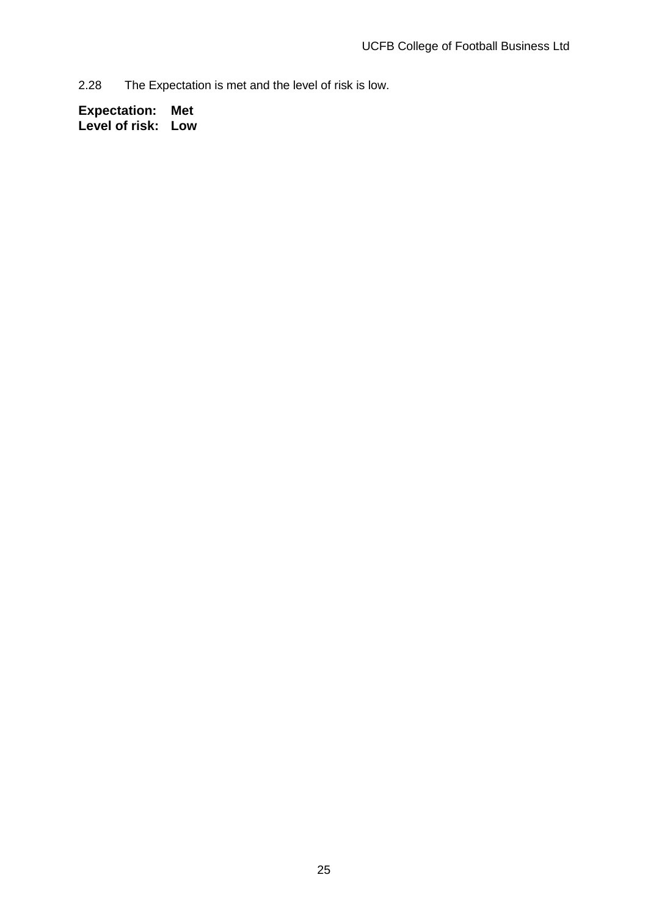2.28 The Expectation is met and the level of risk is low.

**Expectation: Met**
**Level of risk: Low**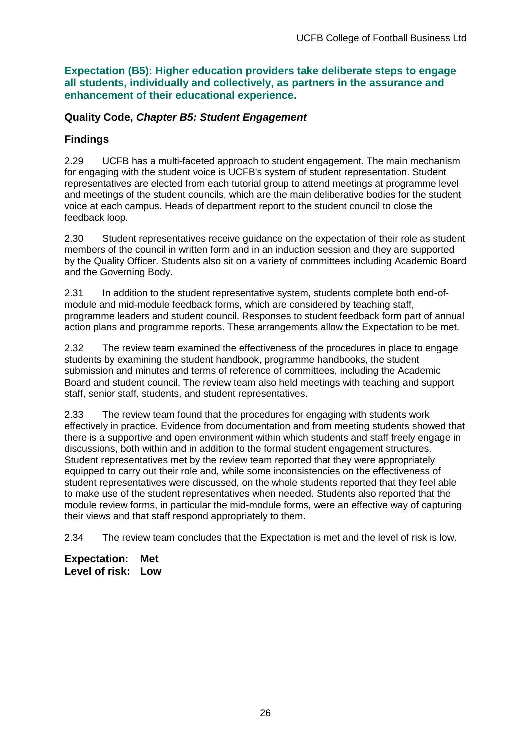**Expectation (B5): Higher education providers take deliberate steps to engage all students, individually and collectively, as partners in the assurance and enhancement of their educational experience.**

### Quality Code, *Chapter B5: Student Engagement*

### Findings

2.29 UCFB has a multi-faceted approach to student engagement. The main mechanism for engaging with the student voice is UCFB's system of student representation. Student representatives are elected from each tutorial group to attend meetings at programme level and meetings of the student councils, which are the main deliberative bodies for the student voice at each campus. Heads of department report to the student council to close the feedback loop.

2.30 Student representatives receive guidance on the expectation of their role as student members of the council in written form and in an induction session and they are supported by the Quality Officer. Students also sit on a variety of committees including Academic Board and the Governing Body.

2.31 In addition to the student representative system, students complete both end-of-module and mid-module feedback forms, which are considered by teaching staff, programme leaders and student council. Responses to student feedback form part of annual action plans and programme reports. These arrangements allow the Expectation to be met.

2.32 The review team examined the effectiveness of the procedures in place to engage students by examining the student handbook, programme handbooks, the student submission and minutes and terms of reference of committees, including the Academic Board and student council. The review team also held meetings with teaching and support staff, senior staff, students, and student representatives.

2.33 The review team found that the procedures for engaging with students work effectively in practice. Evidence from documentation and from meeting students showed that there is a supportive and open environment within which students and staff freely engage in discussions, both within and in addition to the formal student engagement structures. Student representatives met by the review team reported that they were appropriately equipped to carry out their role and, while some inconsistencies on the effectiveness of student representatives were discussed, on the whole students reported that they feel able to make use of the student representatives when needed. Students also reported that the module review forms, in particular the mid-module forms, were an effective way of capturing their views and that staff respond appropriately to them.

2.34 The review team concludes that the Expectation is met and the level of risk is low.

**Expectation: Met**
**Level of risk: Low**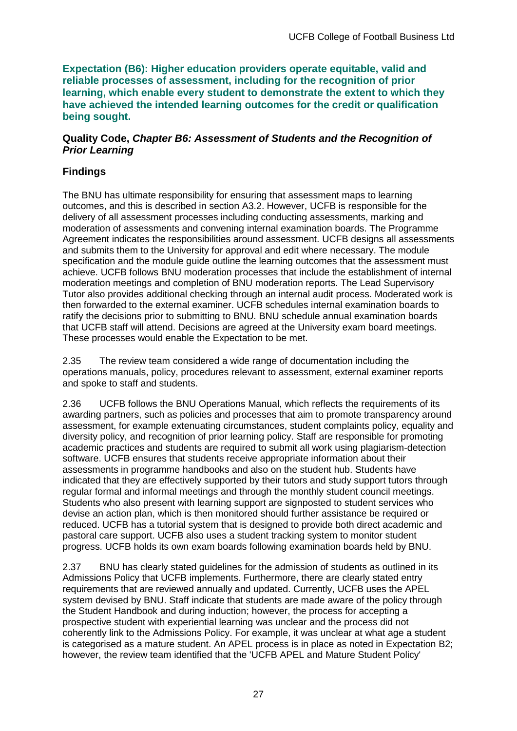**Expectation (B6): Higher education providers operate equitable, valid and reliable processes of assessment, including for the recognition of prior learning, which enable every student to demonstrate the extent to which they have achieved the intended learning outcomes for the credit or qualification being sought.**

**Quality Code, *Chapter B6: Assessment of Students and the Recognition of Prior Learning***

## Findings

The BNU has ultimate responsibility for ensuring that assessment maps to learning outcomes, and this is described in section A3.2. However, UCFB is responsible for the delivery of all assessment processes including conducting assessments, marking and moderation of assessments and convening internal examination boards. The Programme Agreement indicates the responsibilities around assessment. UCFB designs all assessments and submits them to the University for approval and edit where necessary. The module specification and the module guide outline the learning outcomes that the assessment must achieve. UCFB follows BNU moderation processes that include the establishment of internal moderation meetings and completion of BNU moderation reports. The Lead Supervisory Tutor also provides additional checking through an internal audit process. Moderated work is then forwarded to the external examiner. UCFB schedules internal examination boards to ratify the decisions prior to submitting to BNU. BNU schedule annual examination boards that UCFB staff will attend. Decisions are agreed at the University exam board meetings. These processes would enable the Expectation to be met.

2.35 The review team considered a wide range of documentation including the operations manuals, policy, procedures relevant to assessment, external examiner reports and spoke to staff and students.

2.36 UCFB follows the BNU Operations Manual, which reflects the requirements of its awarding partners, such as policies and processes that aim to promote transparency around assessment, for example extenuating circumstances, student complaints policy, equality and diversity policy, and recognition of prior learning policy. Staff are responsible for promoting academic practices and students are required to submit all work using plagiarism-detection software. UCFB ensures that students receive appropriate information about their assessments in programme handbooks and also on the student hub. Students have indicated that they are effectively supported by their tutors and study support tutors through regular formal and informal meetings and through the monthly student council meetings. Students who also present with learning support are signposted to student services who devise an action plan, which is then monitored should further assistance be required or reduced. UCFB has a tutorial system that is designed to provide both direct academic and pastoral care support. UCFB also uses a student tracking system to monitor student progress. UCFB holds its own exam boards following examination boards held by BNU.

2.37 BNU has clearly stated guidelines for the admission of students as outlined in its Admissions Policy that UCFB implements. Furthermore, there are clearly stated entry requirements that are reviewed annually and updated. Currently, UCFB uses the APEL system devised by BNU. Staff indicate that students are made aware of the policy through the Student Handbook and during induction; however, the process for accepting a prospective student with experiential learning was unclear and the process did not coherently link to the Admissions Policy. For example, it was unclear at what age a student is categorised as a mature student. An APEL process is in place as noted in Expectation B2; however, the review team identified that the 'UCFB APEL and Mature Student Policy'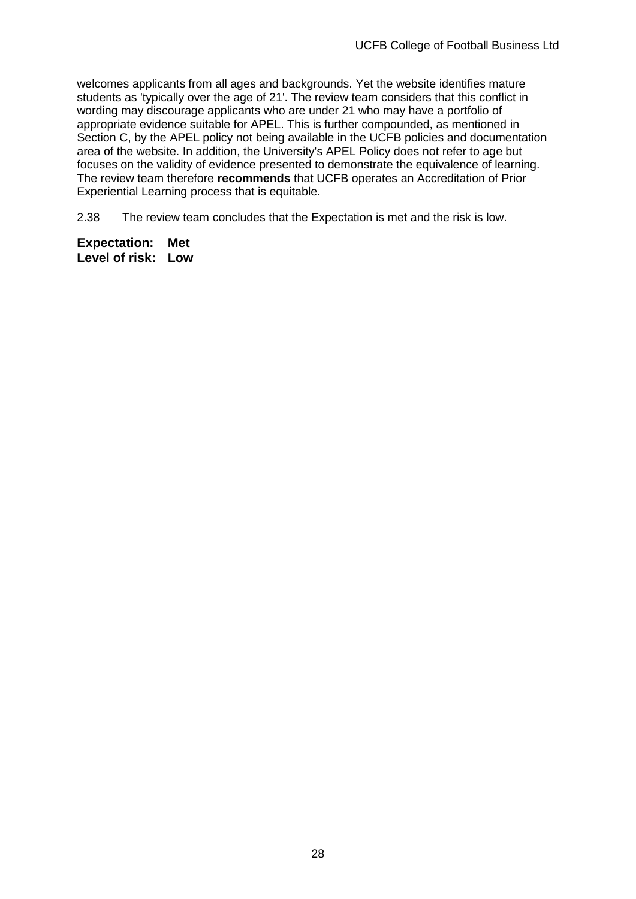welcomes applicants from all ages and backgrounds. Yet the website identifies mature students as 'typically over the age of 21'. The review team considers that this conflict in wording may discourage applicants who are under 21 who may have a portfolio of appropriate evidence suitable for APEL. This is further compounded, as mentioned in Section C, by the APEL policy not being available in the UCFB policies and documentation area of the website. In addition, the University's APEL Policy does not refer to age but focuses on the validity of evidence presented to demonstrate the equivalence of learning. The review team therefore **recommends** that UCFB operates an Accreditation of Prior Experiential Learning process that is equitable.

2.38 The review team concludes that the Expectation is met and the risk is low.

**Expectation: Met**
**Level of risk: Low**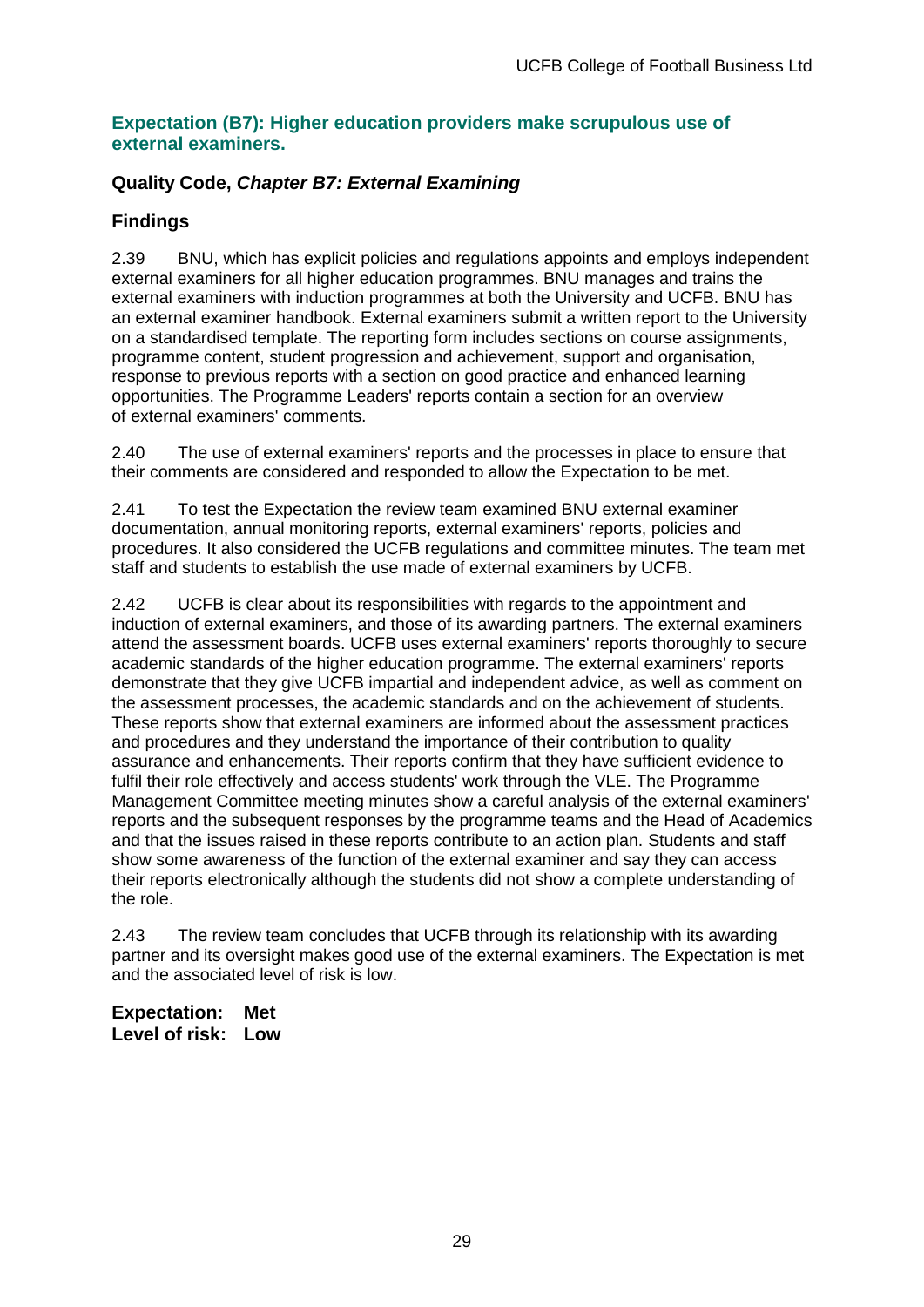### Expectation (B7): Higher education providers make scrupulous use of external examiners.

### Quality Code, *Chapter B7: External Examining*

### Findings

2.39 BNU, which has explicit policies and regulations appoints and employs independent external examiners for all higher education programmes. BNU manages and trains the external examiners with induction programmes at both the University and UCFB. BNU has an external examiner handbook. External examiners submit a written report to the University on a standardised template. The reporting form includes sections on course assignments, programme content, student progression and achievement, support and organisation, response to previous reports with a section on good practice and enhanced learning opportunities. The Programme Leaders' reports contain a section for an overview of external examiners' comments.

2.40 The use of external examiners' reports and the processes in place to ensure that their comments are considered and responded to allow the Expectation to be met.

2.41 To test the Expectation the review team examined BNU external examiner documentation, annual monitoring reports, external examiners' reports, policies and procedures. It also considered the UCFB regulations and committee minutes. The team met staff and students to establish the use made of external examiners by UCFB.

2.42 UCFB is clear about its responsibilities with regards to the appointment and induction of external examiners, and those of its awarding partners. The external examiners attend the assessment boards. UCFB uses external examiners' reports thoroughly to secure academic standards of the higher education programme. The external examiners' reports demonstrate that they give UCFB impartial and independent advice, as well as comment on the assessment processes, the academic standards and on the achievement of students. These reports show that external examiners are informed about the assessment practices and procedures and they understand the importance of their contribution to quality assurance and enhancements. Their reports confirm that they have sufficient evidence to fulfil their role effectively and access students' work through the VLE. The Programme Management Committee meeting minutes show a careful analysis of the external examiners' reports and the subsequent responses by the programme teams and the Head of Academics and that the issues raised in these reports contribute to an action plan. Students and staff show some awareness of the function of the external examiner and say they can access their reports electronically although the students did not show a complete understanding of the role.

2.43 The review team concludes that UCFB through its relationship with its awarding partner and its oversight makes good use of the external examiners. The Expectation is met and the associated level of risk is low.

**Expectation: Met**
**Level of risk: Low**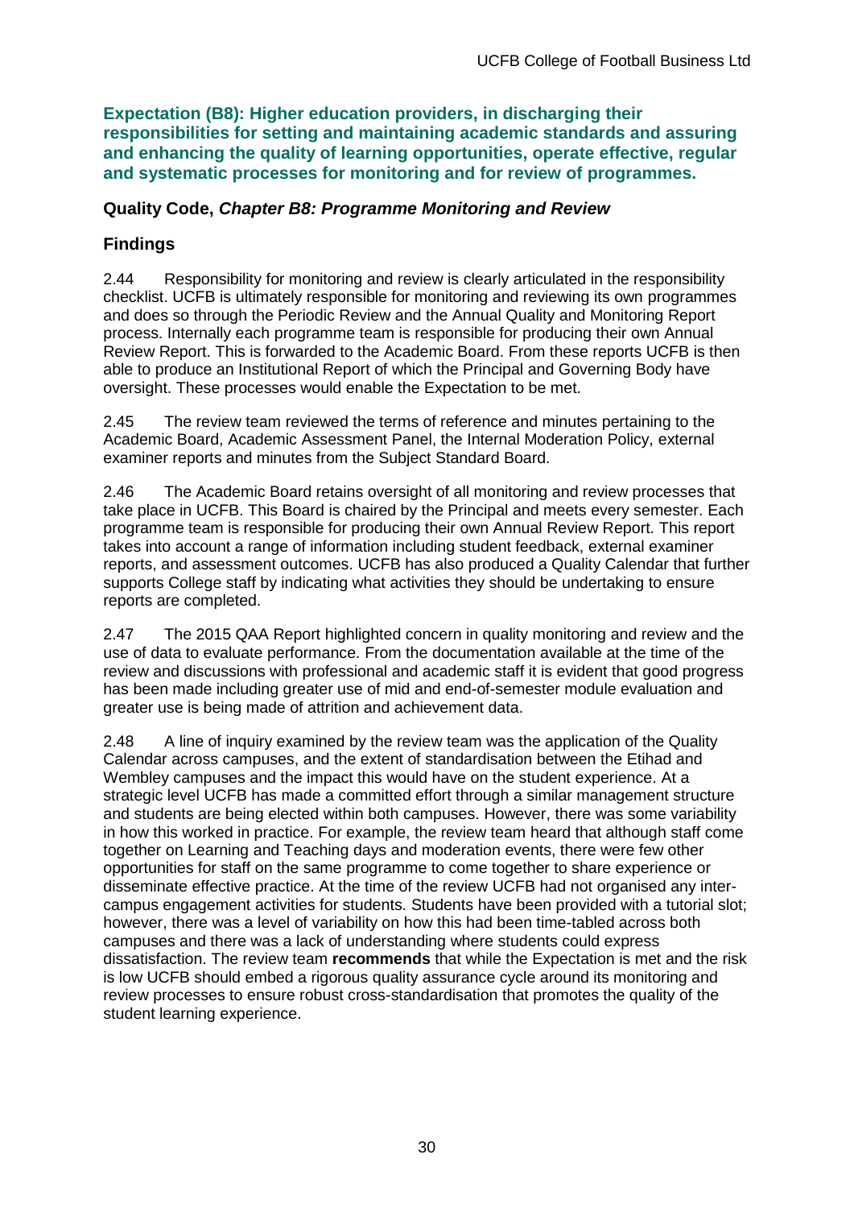**Expectation (B8): Higher education providers, in discharging their responsibilities for setting and maintaining academic standards and assuring and enhancing the quality of learning opportunities, operate effective, regular and systematic processes for monitoring and for review of programmes.**

### Quality Code, *Chapter B8: Programme Monitoring and Review*

### Findings

2.44 Responsibility for monitoring and review is clearly articulated in the responsibility checklist. UCFB is ultimately responsible for monitoring and reviewing its own programmes and does so through the Periodic Review and the Annual Quality and Monitoring Report process. Internally each programme team is responsible for producing their own Annual Review Report. This is forwarded to the Academic Board. From these reports UCFB is then able to produce an Institutional Report of which the Principal and Governing Body have oversight. These processes would enable the Expectation to be met.

2.45 The review team reviewed the terms of reference and minutes pertaining to the Academic Board, Academic Assessment Panel, the Internal Moderation Policy, external examiner reports and minutes from the Subject Standard Board.

2.46 The Academic Board retains oversight of all monitoring and review processes that take place in UCFB. This Board is chaired by the Principal and meets every semester. Each programme team is responsible for producing their own Annual Review Report. This report takes into account a range of information including student feedback, external examiner reports, and assessment outcomes. UCFB has also produced a Quality Calendar that further supports College staff by indicating what activities they should be undertaking to ensure reports are completed.

2.47 The 2015 QAA Report highlighted concern in quality monitoring and review and the use of data to evaluate performance. From the documentation available at the time of the review and discussions with professional and academic staff it is evident that good progress has been made including greater use of mid and end-of-semester module evaluation and greater use is being made of attrition and achievement data.

2.48 A line of inquiry examined by the review team was the application of the Quality Calendar across campuses, and the extent of standardisation between the Etihad and Wembley campuses and the impact this would have on the student experience. At a strategic level UCFB has made a committed effort through a similar management structure and students are being elected within both campuses. However, there was some variability in how this worked in practice. For example, the review team heard that although staff come together on Learning and Teaching days and moderation events, there were few other opportunities for staff on the same programme to come together to share experience or disseminate effective practice. At the time of the review UCFB had not organised any inter-campus engagement activities for students. Students have been provided with a tutorial slot; however, there was a level of variability on how this had been time-tabled across both campuses and there was a lack of understanding where students could express dissatisfaction. The review team **recommends** that while the Expectation is met and the risk is low UCFB should embed a rigorous quality assurance cycle around its monitoring and review processes to ensure robust cross-standardisation that promotes the quality of the student learning experience.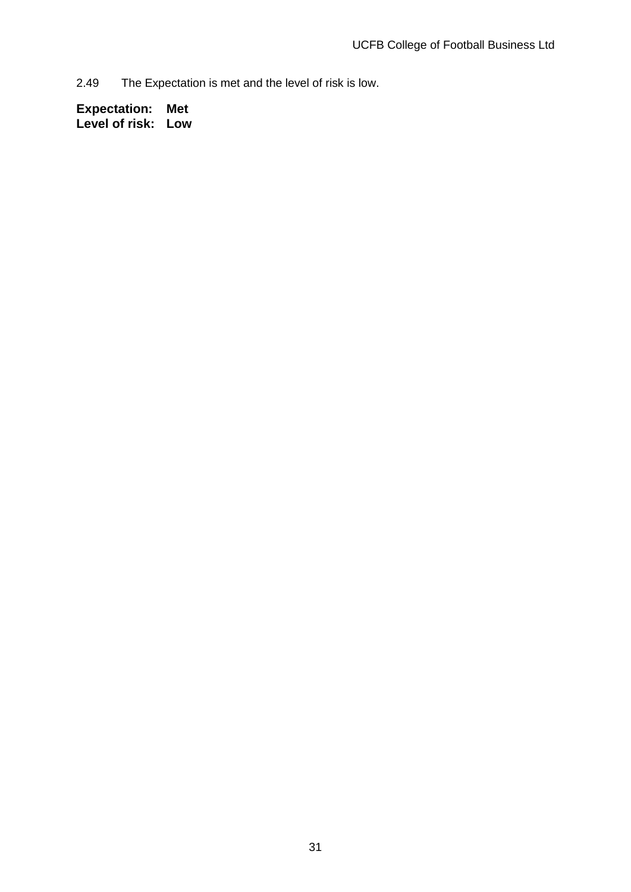2.49 The Expectation is met and the level of risk is low.

**Expectation: Met**
**Level of risk: Low**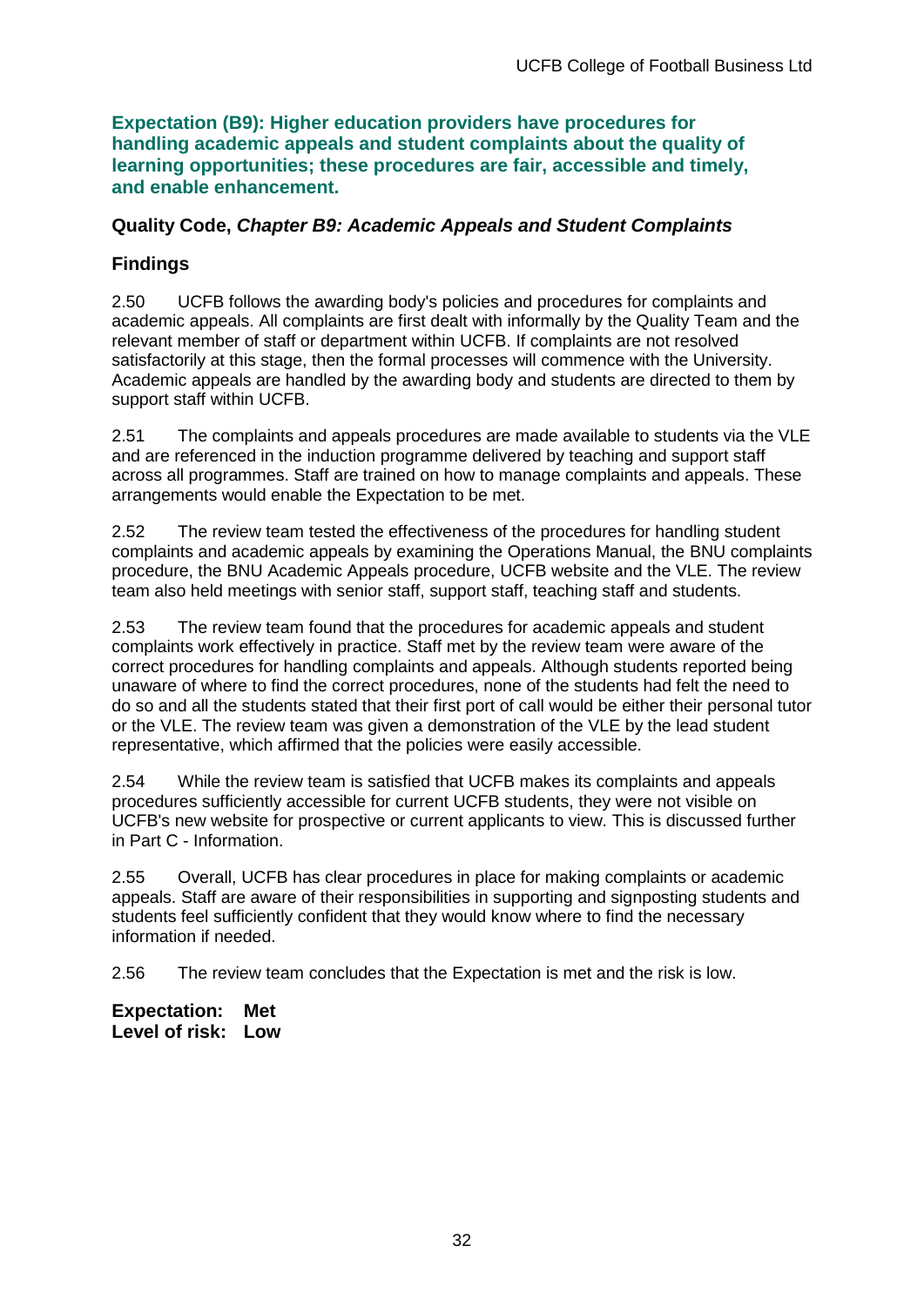**Expectation (B9): Higher education providers have procedures for handling academic appeals and student complaints about the quality of learning opportunities; these procedures are fair, accessible and timely, and enable enhancement.**

### Quality Code, *Chapter B9: Academic Appeals and Student Complaints*

### Findings

2.50 UCFB follows the awarding body's policies and procedures for complaints and academic appeals. All complaints are first dealt with informally by the Quality Team and the relevant member of staff or department within UCFB. If complaints are not resolved satisfactorily at this stage, then the formal processes will commence with the University. Academic appeals are handled by the awarding body and students are directed to them by support staff within UCFB.

2.51 The complaints and appeals procedures are made available to students via the VLE and are referenced in the induction programme delivered by teaching and support staff across all programmes. Staff are trained on how to manage complaints and appeals. These arrangements would enable the Expectation to be met.

2.52 The review team tested the effectiveness of the procedures for handling student complaints and academic appeals by examining the Operations Manual, the BNU complaints procedure, the BNU Academic Appeals procedure, UCFB website and the VLE. The review team also held meetings with senior staff, support staff, teaching staff and students.

2.53 The review team found that the procedures for academic appeals and student complaints work effectively in practice. Staff met by the review team were aware of the correct procedures for handling complaints and appeals. Although students reported being unaware of where to find the correct procedures, none of the students had felt the need to do so and all the students stated that their first port of call would be either their personal tutor or the VLE. The review team was given a demonstration of the VLE by the lead student representative, which affirmed that the policies were easily accessible.

2.54 While the review team is satisfied that UCFB makes its complaints and appeals procedures sufficiently accessible for current UCFB students, they were not visible on UCFB's new website for prospective or current applicants to view. This is discussed further in Part C - Information.

2.55 Overall, UCFB has clear procedures in place for making complaints or academic appeals. Staff are aware of their responsibilities in supporting and signposting students and students feel sufficiently confident that they would know where to find the necessary information if needed.

2.56 The review team concludes that the Expectation is met and the risk is low.

**Expectation: Met**
**Level of risk: Low**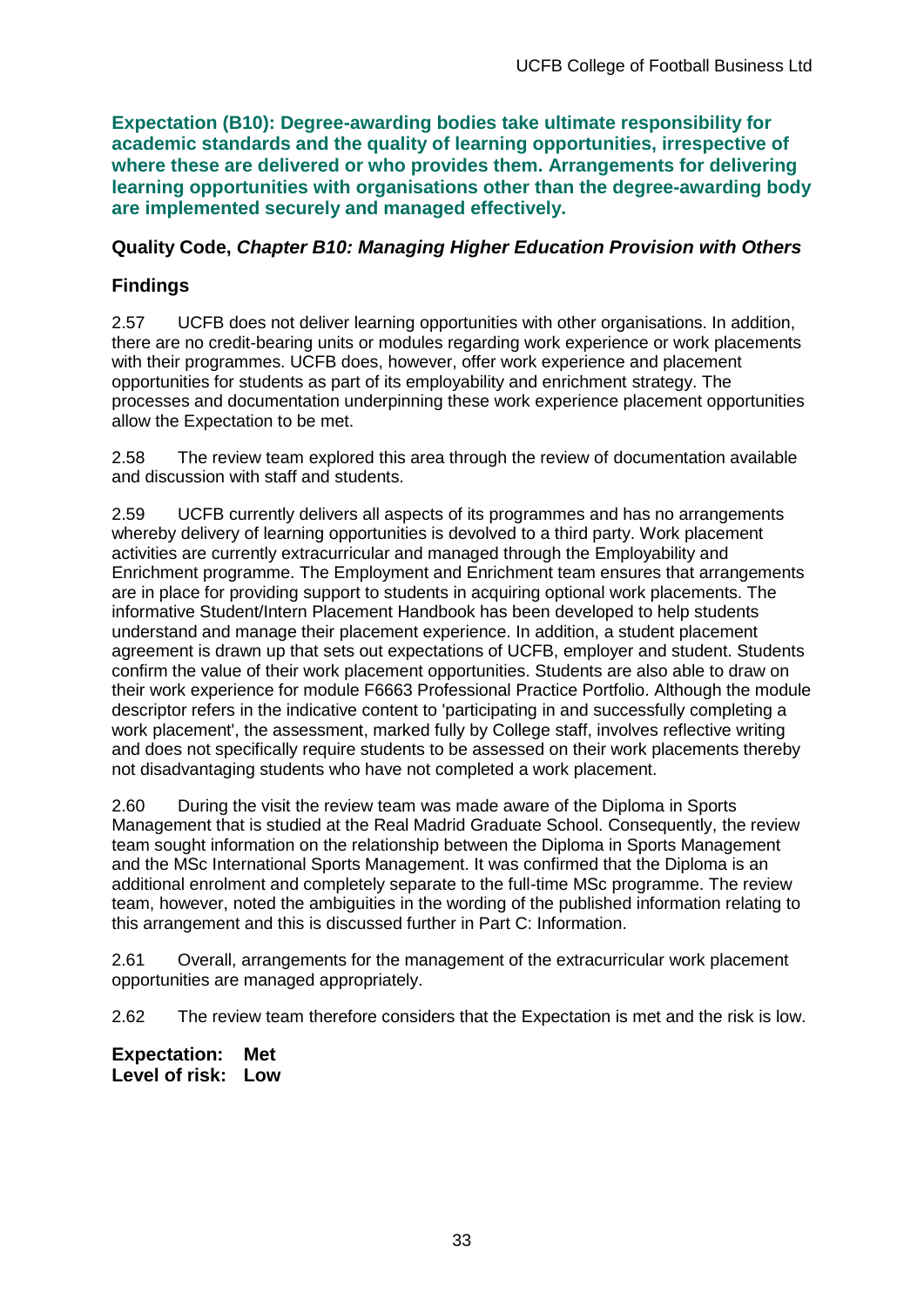**Expectation (B10): Degree-awarding bodies take ultimate responsibility for academic standards and the quality of learning opportunities, irrespective of where these are delivered or who provides them. Arrangements for delivering learning opportunities with organisations other than the degree-awarding body are implemented securely and managed effectively.**

### Quality Code, *Chapter B10: Managing Higher Education Provision with Others*

### Findings

2.57 UCFB does not deliver learning opportunities with other organisations. In addition, there are no credit-bearing units or modules regarding work experience or work placements with their programmes. UCFB does, however, offer work experience and placement opportunities for students as part of its employability and enrichment strategy. The processes and documentation underpinning these work experience placement opportunities allow the Expectation to be met.

2.58 The review team explored this area through the review of documentation available and discussion with staff and students.

2.59 UCFB currently delivers all aspects of its programmes and has no arrangements whereby delivery of learning opportunities is devolved to a third party. Work placement activities are currently extracurricular and managed through the Employability and Enrichment programme. The Employment and Enrichment team ensures that arrangements are in place for providing support to students in acquiring optional work placements. The informative Student/Intern Placement Handbook has been developed to help students understand and manage their placement experience. In addition, a student placement agreement is drawn up that sets out expectations of UCFB, employer and student. Students confirm the value of their work placement opportunities. Students are also able to draw on their work experience for module F6663 Professional Practice Portfolio. Although the module descriptor refers in the indicative content to 'participating in and successfully completing a work placement', the assessment, marked fully by College staff, involves reflective writing and does not specifically require students to be assessed on their work placements thereby not disadvantaging students who have not completed a work placement.

2.60 During the visit the review team was made aware of the Diploma in Sports Management that is studied at the Real Madrid Graduate School. Consequently, the review team sought information on the relationship between the Diploma in Sports Management and the MSc International Sports Management. It was confirmed that the Diploma is an additional enrolment and completely separate to the full-time MSc programme. The review team, however, noted the ambiguities in the wording of the published information relating to this arrangement and this is discussed further in Part C: Information.

2.61 Overall, arrangements for the management of the extracurricular work placement opportunities are managed appropriately.

2.62 The review team therefore considers that the Expectation is met and the risk is low.

**Expectation: Met**
**Level of risk: Low**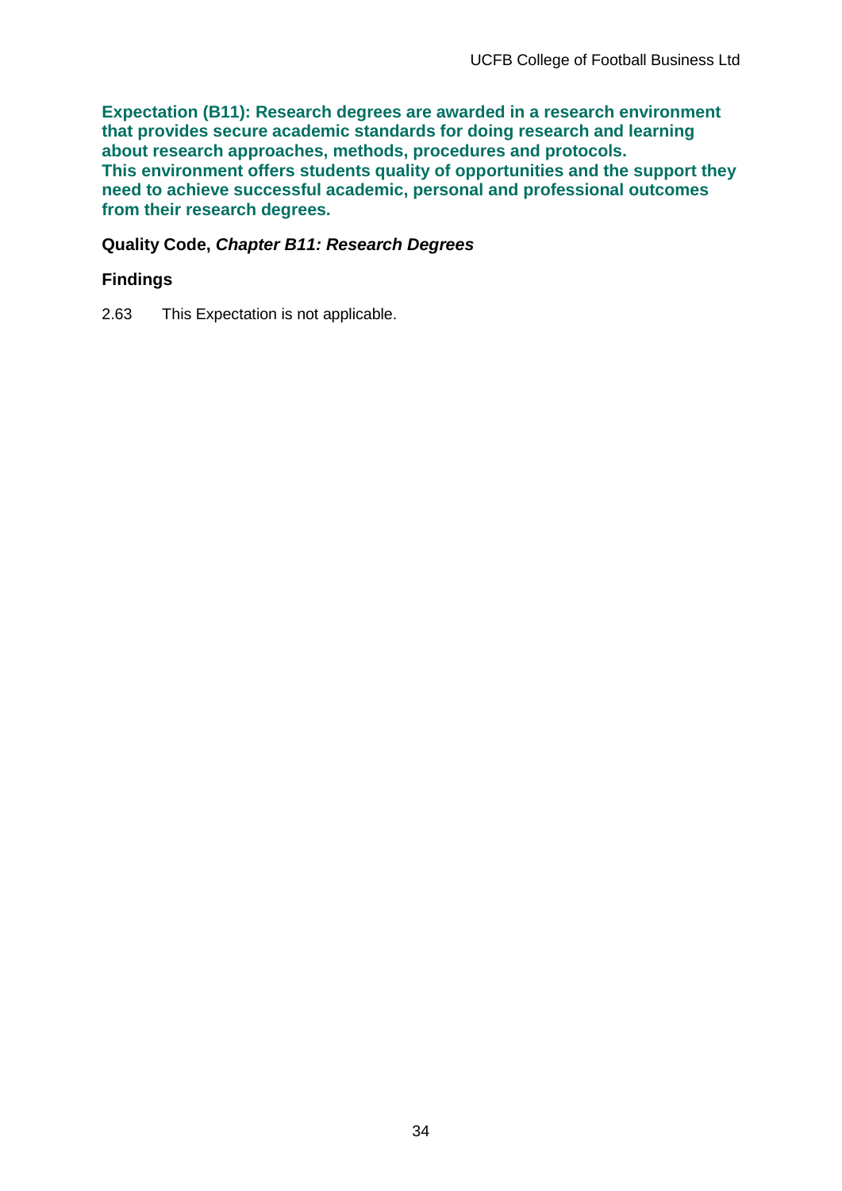**Expectation (B11): Research degrees are awarded in a research environment that provides secure academic standards for doing research and learning about research approaches, methods, procedures and protocols. This environment offers students quality of opportunities and the support they need to achieve successful academic, personal and professional outcomes from their research degrees.**

**Quality Code, *Chapter B11: Research Degrees***

### Findings

2.63 This Expectation is not applicable.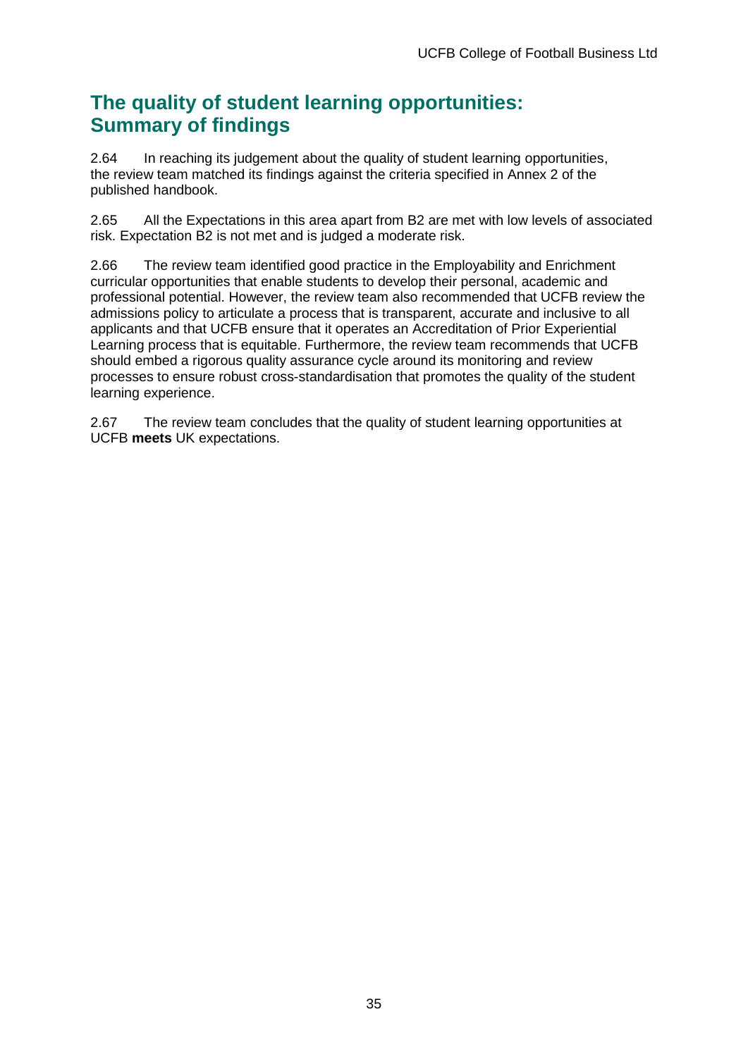## The quality of student learning opportunities: Summary of findings

2.64 In reaching its judgement about the quality of student learning opportunities, the review team matched its findings against the criteria specified in Annex 2 of the published handbook.

2.65 All the Expectations in this area apart from B2 are met with low levels of associated risk. Expectation B2 is not met and is judged a moderate risk.

2.66 The review team identified good practice in the Employability and Enrichment curricular opportunities that enable students to develop their personal, academic and professional potential. However, the review team also recommended that UCFB review the admissions policy to articulate a process that is transparent, accurate and inclusive to all applicants and that UCFB ensure that it operates an Accreditation of Prior Experiential Learning process that is equitable. Furthermore, the review team recommends that UCFB should embed a rigorous quality assurance cycle around its monitoring and review processes to ensure robust cross-standardisation that promotes the quality of the student learning experience.

2.67 The review team concludes that the quality of student learning opportunities at UCFB **meets** UK expectations.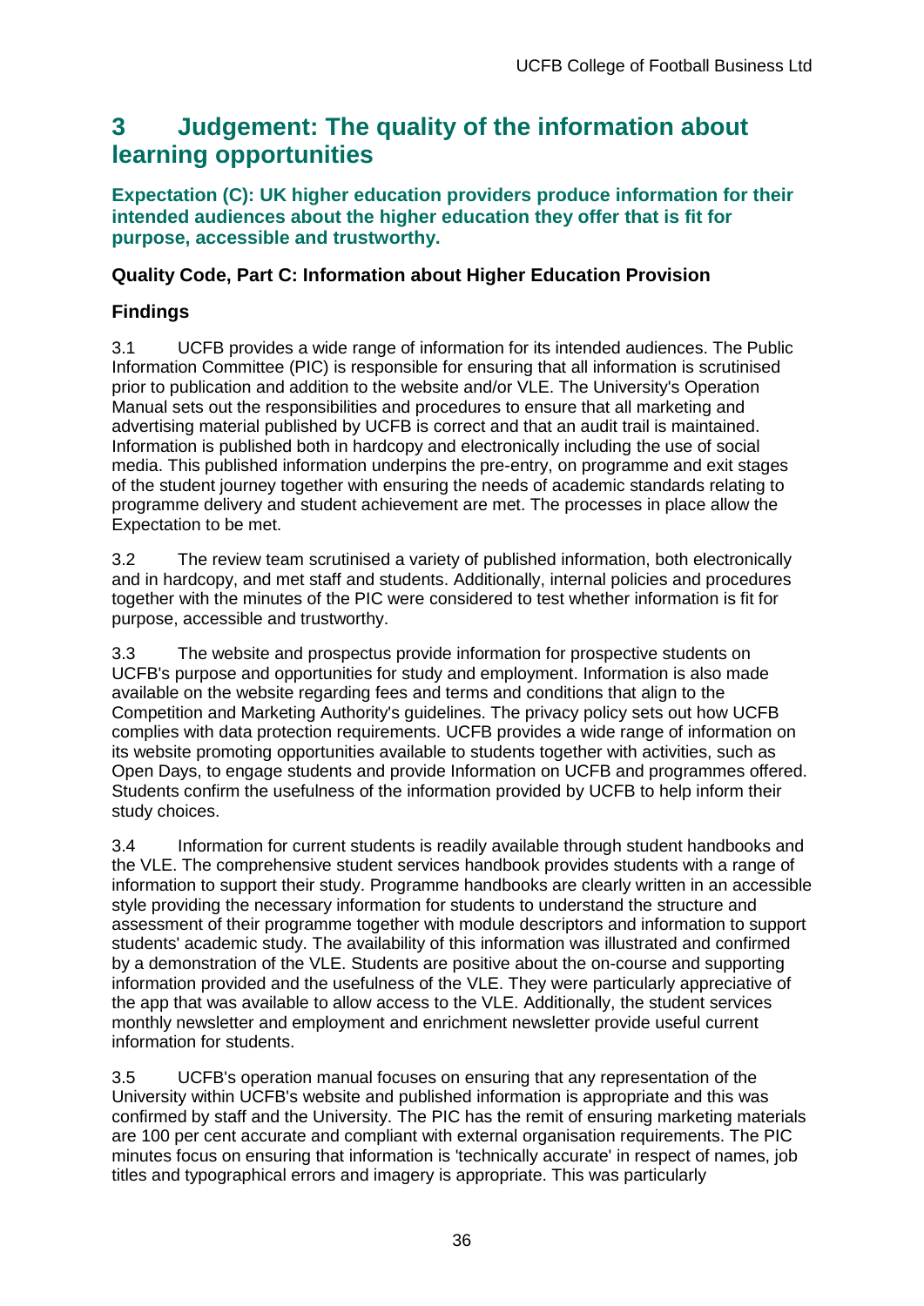# 3 Judgement: The quality of the information about learning opportunities

**Expectation (C): UK higher education providers produce information for their intended audiences about the higher education they offer that is fit for purpose, accessible and trustworthy.**

### Quality Code, Part C: Information about Higher Education Provision

### Findings

3.1 UCFB provides a wide range of information for its intended audiences. The Public Information Committee (PIC) is responsible for ensuring that all information is scrutinised prior to publication and addition to the website and/or VLE. The University's Operation Manual sets out the responsibilities and procedures to ensure that all marketing and advertising material published by UCFB is correct and that an audit trail is maintained. Information is published both in hardcopy and electronically including the use of social media. This published information underpins the pre-entry, on programme and exit stages of the student journey together with ensuring the needs of academic standards relating to programme delivery and student achievement are met. The processes in place allow the Expectation to be met.

3.2 The review team scrutinised a variety of published information, both electronically and in hardcopy, and met staff and students. Additionally, internal policies and procedures together with the minutes of the PIC were considered to test whether information is fit for purpose, accessible and trustworthy.

3.3 The website and prospectus provide information for prospective students on UCFB's purpose and opportunities for study and employment. Information is also made available on the website regarding fees and terms and conditions that align to the Competition and Marketing Authority's guidelines. The privacy policy sets out how UCFB complies with data protection requirements. UCFB provides a wide range of information on its website promoting opportunities available to students together with activities, such as Open Days, to engage students and provide Information on UCFB and programmes offered. Students confirm the usefulness of the information provided by UCFB to help inform their study choices.

3.4 Information for current students is readily available through student handbooks and the VLE. The comprehensive student services handbook provides students with a range of information to support their study. Programme handbooks are clearly written in an accessible style providing the necessary information for students to understand the structure and assessment of their programme together with module descriptors and information to support students' academic study. The availability of this information was illustrated and confirmed by a demonstration of the VLE. Students are positive about the on-course and supporting information provided and the usefulness of the VLE. They were particularly appreciative of the app that was available to allow access to the VLE. Additionally, the student services monthly newsletter and employment and enrichment newsletter provide useful current information for students.

3.5 UCFB's operation manual focuses on ensuring that any representation of the University within UCFB's website and published information is appropriate and this was confirmed by staff and the University. The PIC has the remit of ensuring marketing materials are 100 per cent accurate and compliant with external organisation requirements. The PIC minutes focus on ensuring that information is 'technically accurate' in respect of names, job titles and typographical errors and imagery is appropriate. This was particularly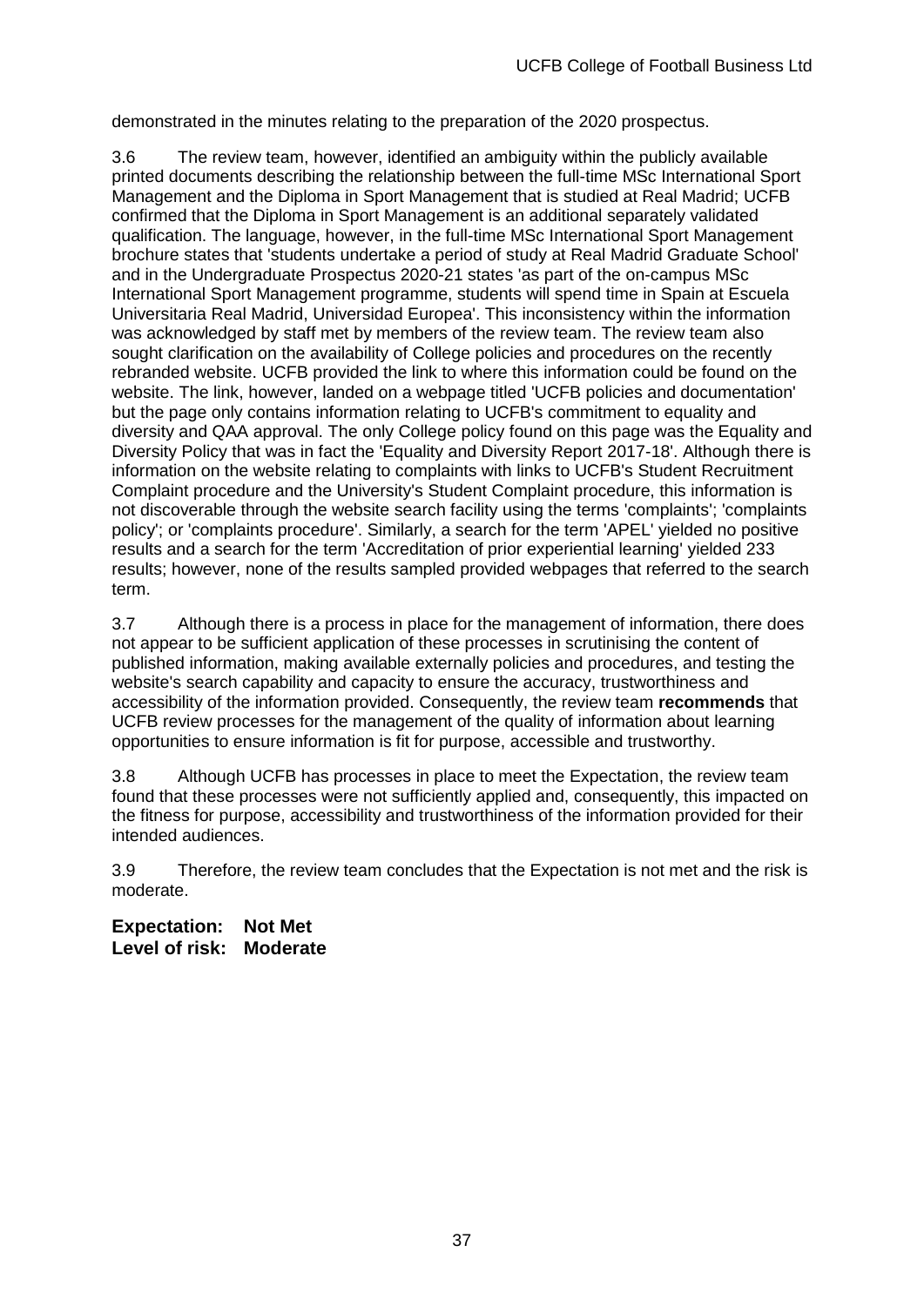demonstrated in the minutes relating to the preparation of the 2020 prospectus.

3.6 The review team, however, identified an ambiguity within the publicly available printed documents describing the relationship between the full-time MSc International Sport Management and the Diploma in Sport Management that is studied at Real Madrid; UCFB confirmed that the Diploma in Sport Management is an additional separately validated qualification. The language, however, in the full-time MSc International Sport Management brochure states that 'students undertake a period of study at Real Madrid Graduate School' and in the Undergraduate Prospectus 2020-21 states 'as part of the on-campus MSc International Sport Management programme, students will spend time in Spain at Escuela Universitaria Real Madrid, Universidad Europea'. This inconsistency within the information was acknowledged by staff met by members of the review team. The review team also sought clarification on the availability of College policies and procedures on the recently rebranded website. UCFB provided the link to where this information could be found on the website. The link, however, landed on a webpage titled 'UCFB policies and documentation' but the page only contains information relating to UCFB's commitment to equality and diversity and QAA approval. The only College policy found on this page was the Equality and Diversity Policy that was in fact the 'Equality and Diversity Report 2017-18'. Although there is information on the website relating to complaints with links to UCFB's Student Recruitment Complaint procedure and the University's Student Complaint procedure, this information is not discoverable through the website search facility using the terms 'complaints'; 'complaints policy'; or 'complaints procedure'. Similarly, a search for the term 'APEL' yielded no positive results and a search for the term 'Accreditation of prior experiential learning' yielded 233 results; however, none of the results sampled provided webpages that referred to the search term.

3.7 Although there is a process in place for the management of information, there does not appear to be sufficient application of these processes in scrutinising the content of published information, making available externally policies and procedures, and testing the website's search capability and capacity to ensure the accuracy, trustworthiness and accessibility of the information provided. Consequently, the review team **recommends** that UCFB review processes for the management of the quality of information about learning opportunities to ensure information is fit for purpose, accessible and trustworthy.

3.8 Although UCFB has processes in place to meet the Expectation, the review team found that these processes were not sufficiently applied and, consequently, this impacted on the fitness for purpose, accessibility and trustworthiness of the information provided for their intended audiences.

3.9 Therefore, the review team concludes that the Expectation is not met and the risk is moderate.

**Expectation: Not Met**
**Level of risk: Moderate**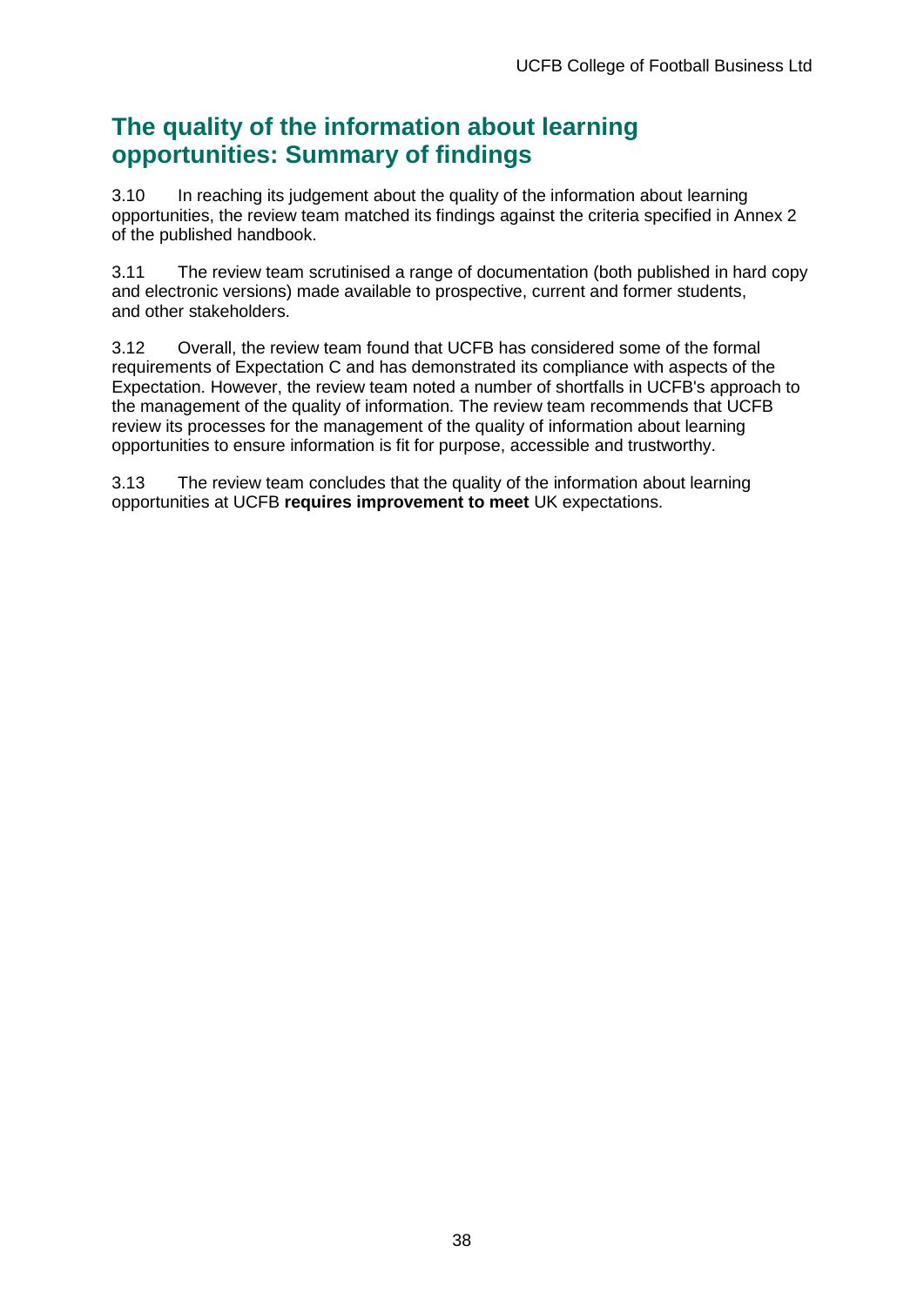## The quality of the information about learning opportunities: Summary of findings

3.10 In reaching its judgement about the quality of the information about learning opportunities, the review team matched its findings against the criteria specified in Annex 2 of the published handbook.

3.11 The review team scrutinised a range of documentation (both published in hard copy and electronic versions) made available to prospective, current and former students, and other stakeholders.

3.12 Overall, the review team found that UCFB has considered some of the formal requirements of Expectation C and has demonstrated its compliance with aspects of the Expectation. However, the review team noted a number of shortfalls in UCFB's approach to the management of the quality of information. The review team recommends that UCFB review its processes for the management of the quality of information about learning opportunities to ensure information is fit for purpose, accessible and trustworthy.

3.13 The review team concludes that the quality of the information about learning opportunities at UCFB **requires improvement to meet** UK expectations.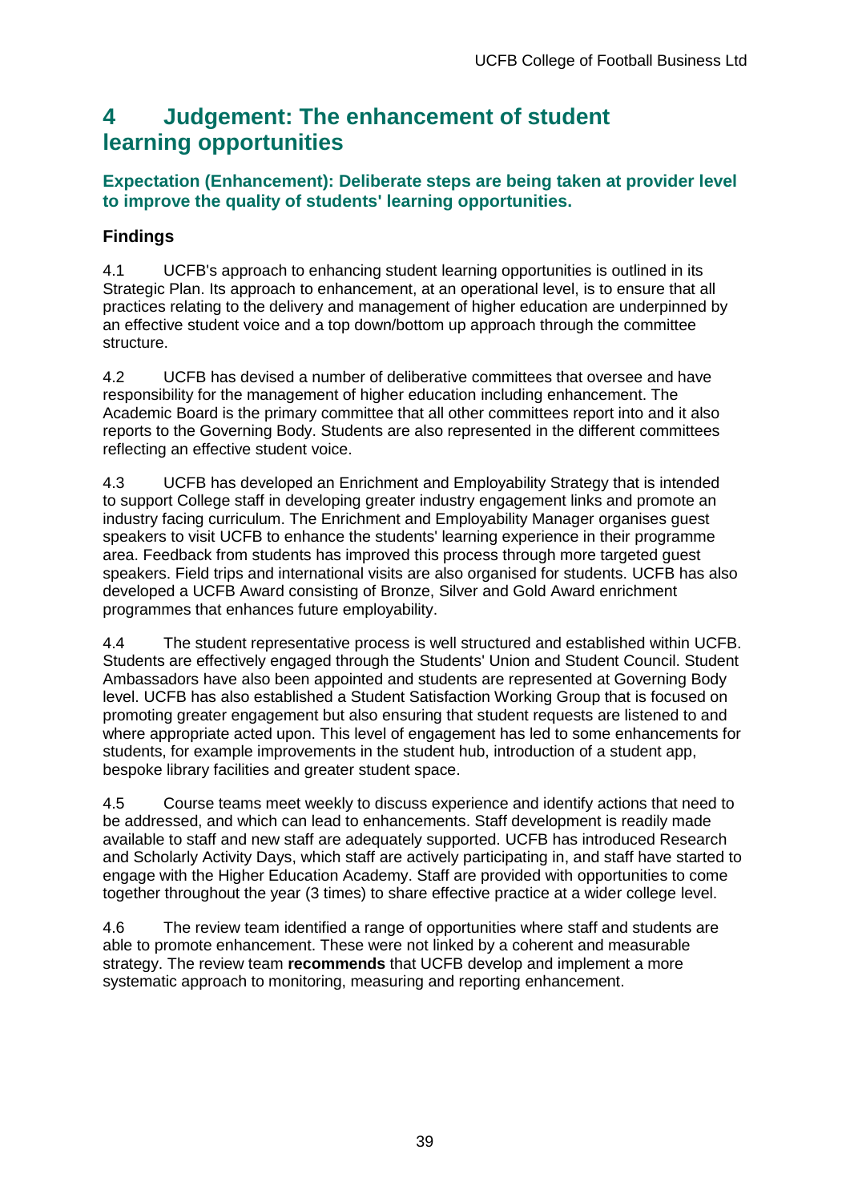# 4 Judgement: The enhancement of student learning opportunities

### Expectation (Enhancement): Deliberate steps are being taken at provider level to improve the quality of students' learning opportunities.

### Findings

4.1 UCFB's approach to enhancing student learning opportunities is outlined in its Strategic Plan. Its approach to enhancement, at an operational level, is to ensure that all practices relating to the delivery and management of higher education are underpinned by an effective student voice and a top down/bottom up approach through the committee structure.

4.2 UCFB has devised a number of deliberative committees that oversee and have responsibility for the management of higher education including enhancement. The Academic Board is the primary committee that all other committees report into and it also reports to the Governing Body. Students are also represented in the different committees reflecting an effective student voice.

4.3 UCFB has developed an Enrichment and Employability Strategy that is intended to support College staff in developing greater industry engagement links and promote an industry facing curriculum. The Enrichment and Employability Manager organises guest speakers to visit UCFB to enhance the students' learning experience in their programme area. Feedback from students has improved this process through more targeted guest speakers. Field trips and international visits are also organised for students. UCFB has also developed a UCFB Award consisting of Bronze, Silver and Gold Award enrichment programmes that enhances future employability.

4.4 The student representative process is well structured and established within UCFB. Students are effectively engaged through the Students' Union and Student Council. Student Ambassadors have also been appointed and students are represented at Governing Body level. UCFB has also established a Student Satisfaction Working Group that is focused on promoting greater engagement but also ensuring that student requests are listened to and where appropriate acted upon. This level of engagement has led to some enhancements for students, for example improvements in the student hub, introduction of a student app, bespoke library facilities and greater student space.

4.5 Course teams meet weekly to discuss experience and identify actions that need to be addressed, and which can lead to enhancements. Staff development is readily made available to staff and new staff are adequately supported. UCFB has introduced Research and Scholarly Activity Days, which staff are actively participating in, and staff have started to engage with the Higher Education Academy. Staff are provided with opportunities to come together throughout the year (3 times) to share effective practice at a wider college level.

4.6 The review team identified a range of opportunities where staff and students are able to promote enhancement. These were not linked by a coherent and measurable strategy. The review team **recommends** that UCFB develop and implement a more systematic approach to monitoring, measuring and reporting enhancement.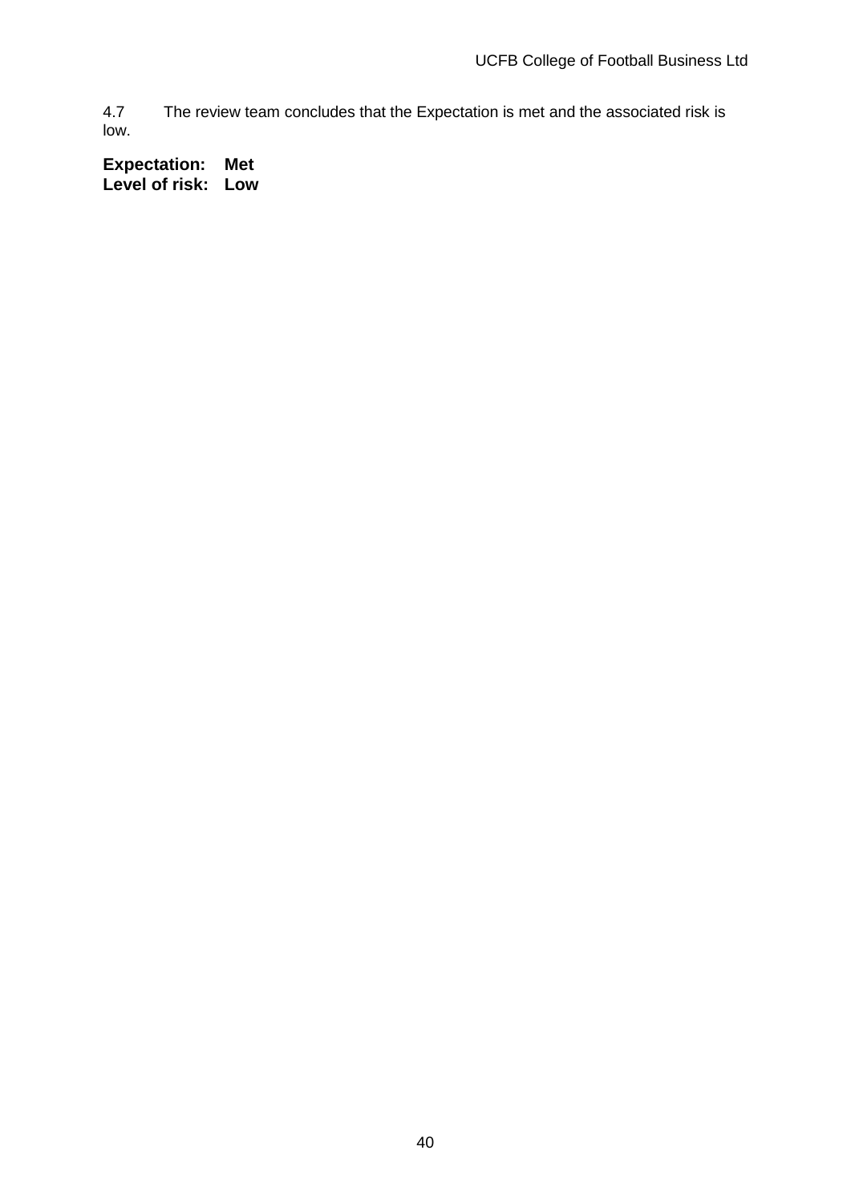4.7 The review team concludes that the Expectation is met and the associated risk is low.

**Expectation: Met**
**Level of risk: Low**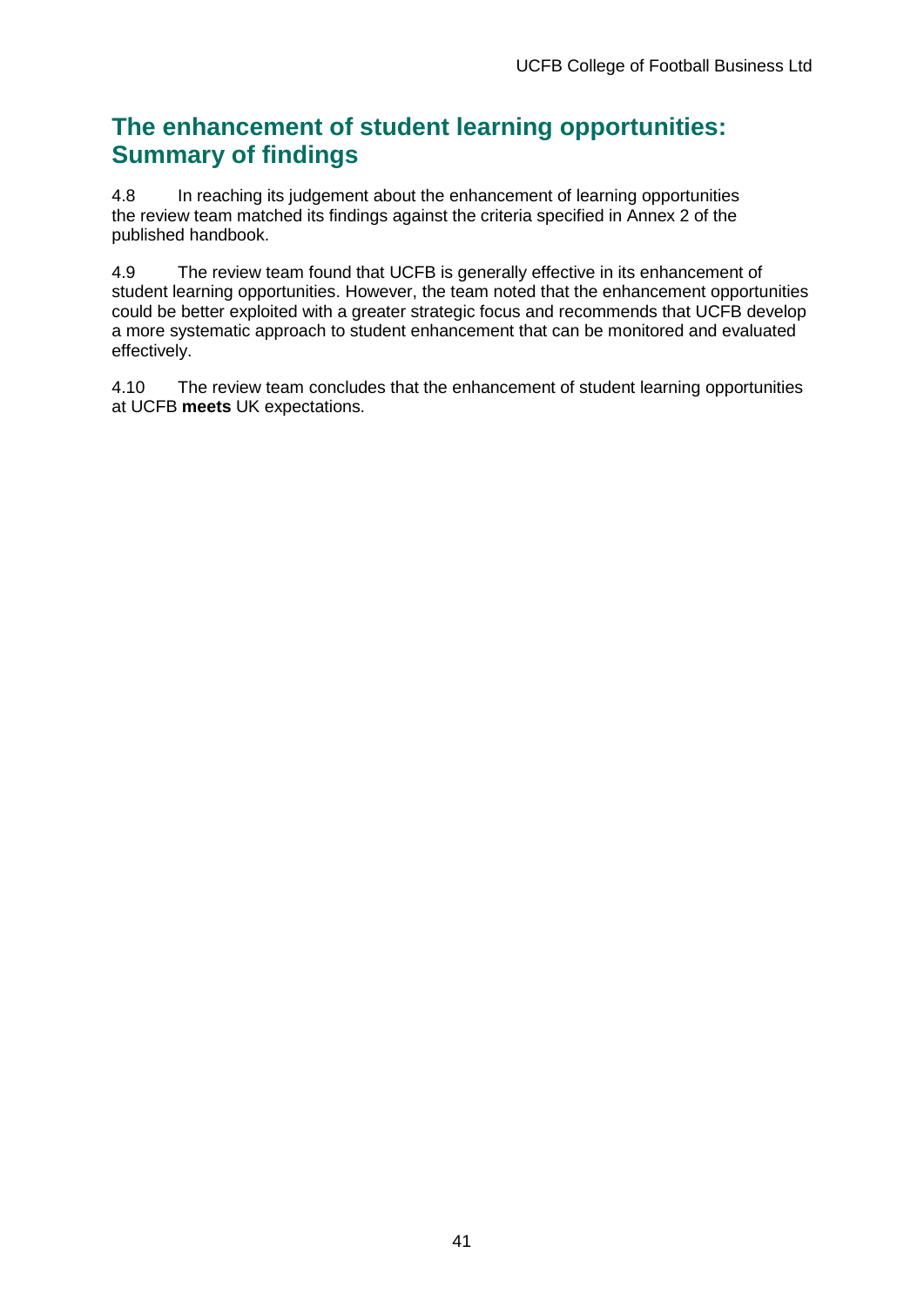## The enhancement of student learning opportunities: Summary of findings

4.8 In reaching its judgement about the enhancement of learning opportunities the review team matched its findings against the criteria specified in Annex 2 of the published handbook.

4.9 The review team found that UCFB is generally effective in its enhancement of student learning opportunities. However, the team noted that the enhancement opportunities could be better exploited with a greater strategic focus and recommends that UCFB develop a more systematic approach to student enhancement that can be monitored and evaluated effectively.

4.10 The review team concludes that the enhancement of student learning opportunities at UCFB **meets** UK expectations.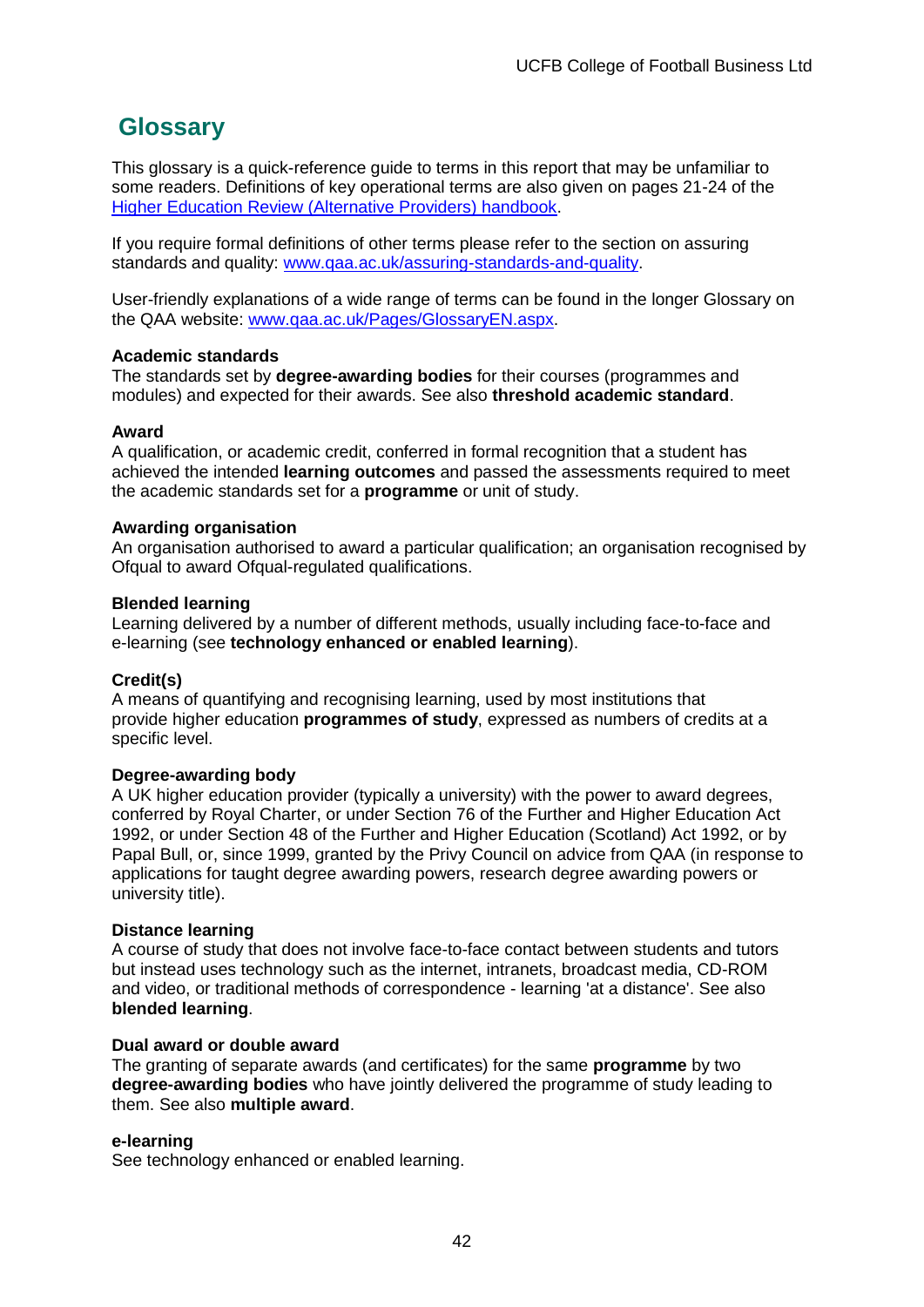## Glossary

This glossary is a quick-reference guide to terms in this report that may be unfamiliar to some readers. Definitions of key operational terms are also given on pages 21-24 of the [Higher Education Review (Alternative Providers) handbook](#).

If you require formal definitions of other terms please refer to the section on assuring standards and quality: [www.qaa.ac.uk/assuring-standards-and-quality](http://www.qaa.ac.uk/assuring-standards-and-quality).

User-friendly explanations of a wide range of terms can be found in the longer Glossary on the QAA website: [www.qaa.ac.uk/Pages/GlossaryEN.aspx](http://www.qaa.ac.uk/Pages/GlossaryEN.aspx).

**Academic standards**
The standards set by **degree-awarding bodies** for their courses (programmes and modules) and expected for their awards. See also **threshold academic standard**.

**Award**
A qualification, or academic credit, conferred in formal recognition that a student has achieved the intended **learning outcomes** and passed the assessments required to meet the academic standards set for a **programme** or unit of study.

**Awarding organisation**
An organisation authorised to award a particular qualification; an organisation recognised by Ofqual to award Ofqual-regulated qualifications.

**Blended learning**
Learning delivered by a number of different methods, usually including face-to-face and e-learning (see **technology enhanced or enabled learning**).

**Credit(s)**
A means of quantifying and recognising learning, used by most institutions that provide higher education **programmes of study**, expressed as numbers of credits at a specific level.

**Degree-awarding body**
A UK higher education provider (typically a university) with the power to award degrees, conferred by Royal Charter, or under Section 76 of the Further and Higher Education Act 1992, or under Section 48 of the Further and Higher Education (Scotland) Act 1992, or by Papal Bull, or, since 1999, granted by the Privy Council on advice from QAA (in response to applications for taught degree awarding powers, research degree awarding powers or university title).

**Distance learning**
A course of study that does not involve face-to-face contact between students and tutors but instead uses technology such as the internet, intranets, broadcast media, CD-ROM and video, or traditional methods of correspondence - learning 'at a distance'. See also **blended learning**.

**Dual award or double award**
The granting of separate awards (and certificates) for the same **programme** by two **degree-awarding bodies** who have jointly delivered the programme of study leading to them. See also **multiple award**.

**e-learning**
See technology enhanced or enabled learning.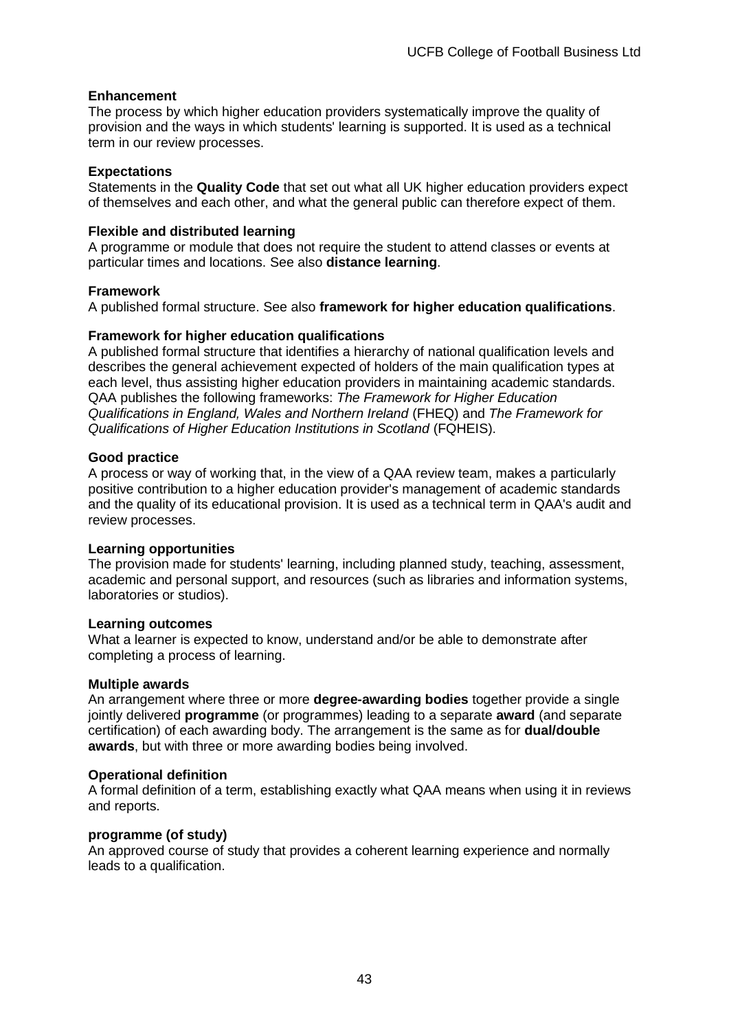**Enhancement**
The process by which higher education providers systematically improve the quality of provision and the ways in which students' learning is supported. It is used as a technical term in our review processes.

**Expectations**
Statements in the **Quality Code** that set out what all UK higher education providers expect of themselves and each other, and what the general public can therefore expect of them.

**Flexible and distributed learning**
A programme or module that does not require the student to attend classes or events at particular times and locations. See also **distance learning**.

**Framework**
A published formal structure. See also **framework for higher education qualifications**.

**Framework for higher education qualifications**
A published formal structure that identifies a hierarchy of national qualification levels and describes the general achievement expected of holders of the main qualification types at each level, thus assisting higher education providers in maintaining academic standards. QAA publishes the following frameworks: *The Framework for Higher Education Qualifications in England, Wales and Northern Ireland* (FHEQ) and *The Framework for Qualifications of Higher Education Institutions in Scotland* (FQHEIS).

**Good practice**
A process or way of working that, in the view of a QAA review team, makes a particularly positive contribution to a higher education provider's management of academic standards and the quality of its educational provision. It is used as a technical term in QAA's audit and review processes.

**Learning opportunities**
The provision made for students' learning, including planned study, teaching, assessment, academic and personal support, and resources (such as libraries and information systems, laboratories or studios).

**Learning outcomes**
What a learner is expected to know, understand and/or be able to demonstrate after completing a process of learning.

**Multiple awards**
An arrangement where three or more **degree-awarding bodies** together provide a single jointly delivered **programme** (or programmes) leading to a separate **award** (and separate certification) of each awarding body. The arrangement is the same as for **dual/double awards**, but with three or more awarding bodies being involved.

**Operational definition**
A formal definition of a term, establishing exactly what QAA means when using it in reviews and reports.

**programme (of study)**
An approved course of study that provides a coherent learning experience and normally leads to a qualification.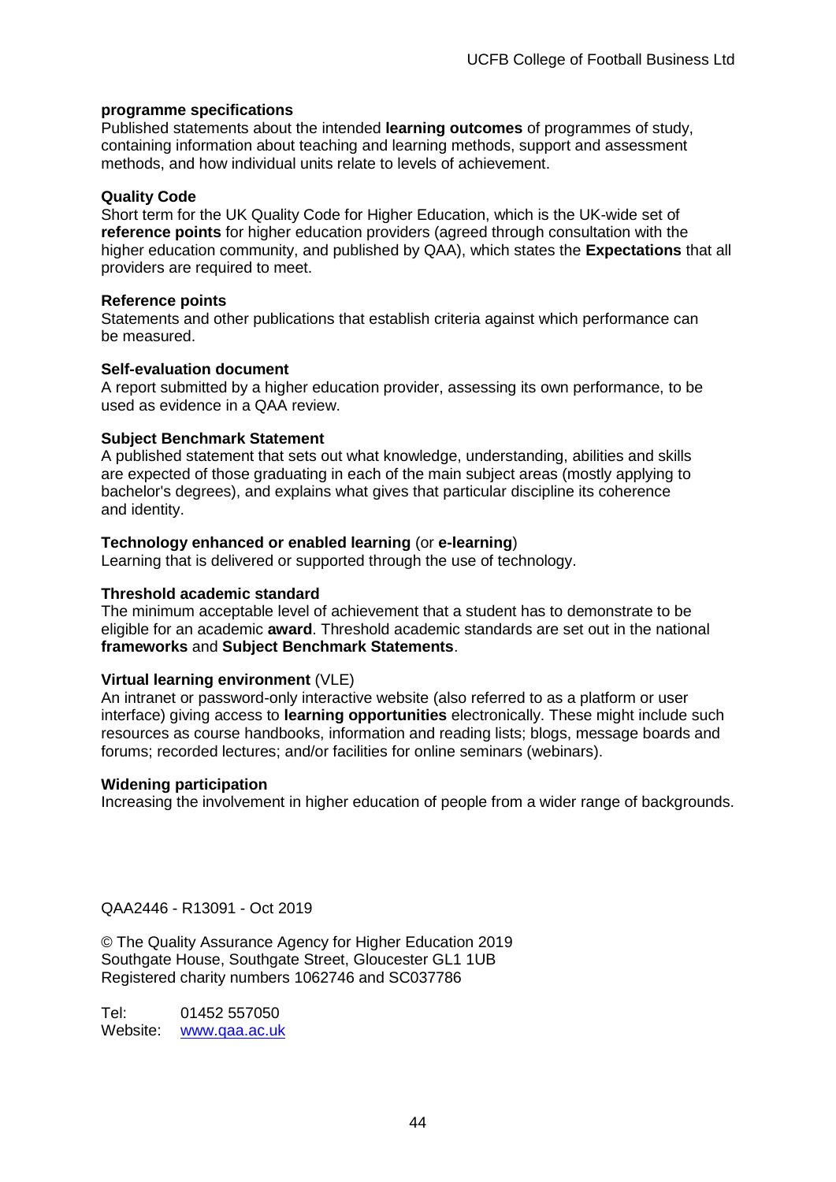**programme specifications**
Published statements about the intended **learning outcomes** of programmes of study, containing information about teaching and learning methods, support and assessment methods, and how individual units relate to levels of achievement.

**Quality Code**
Short term for the UK Quality Code for Higher Education, which is the UK-wide set of **reference points** for higher education providers (agreed through consultation with the higher education community, and published by QAA), which states the **Expectations** that all providers are required to meet.

**Reference points**
Statements and other publications that establish criteria against which performance can be measured.

**Self-evaluation document**
A report submitted by a higher education provider, assessing its own performance, to be used as evidence in a QAA review.

**Subject Benchmark Statement**
A published statement that sets out what knowledge, understanding, abilities and skills are expected of those graduating in each of the main subject areas (mostly applying to bachelor's degrees), and explains what gives that particular discipline its coherence and identity.

**Technology enhanced or enabled learning** (or **e-learning**)
Learning that is delivered or supported through the use of technology.

**Threshold academic standard**
The minimum acceptable level of achievement that a student has to demonstrate to be eligible for an academic **award**. Threshold academic standards are set out in the national **frameworks** and **Subject Benchmark Statements**.

**Virtual learning environment** (VLE)
An intranet or password-only interactive website (also referred to as a platform or user interface) giving access to **learning opportunities** electronically. These might include such resources as course handbooks, information and reading lists; blogs, message boards and forums; recorded lectures; and/or facilities for online seminars (webinars).

**Widening participation**
Increasing the involvement in higher education of people from a wider range of backgrounds.

QAA2446 - R13091 - Oct 2019

© The Quality Assurance Agency for Higher Education 2019
Southgate House, Southgate Street, Gloucester GL1 1UB
Registered charity numbers 1062746 and SC037786

Tel: 01452 557050
Website: www.qaa.ac.uk